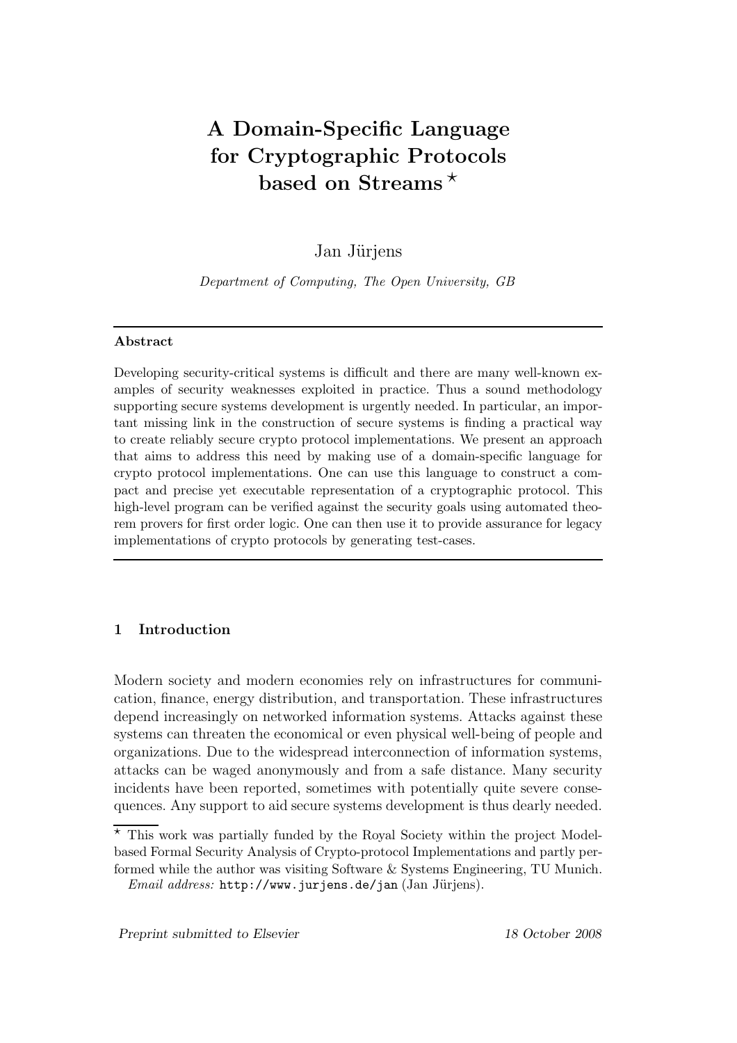# A Domain-Specific Language for Cryptographic Protocols based on Streams ⋆

Jan Jürjens

*Department of Computing, The Open University, GB*

---

**Abstract**

Developing security-critical systems is difficult and there are many well-known examples of security weaknesses exploited in practice. Thus a sound methodology supporting secure systems development is urgently needed. In particular, an important missing link in the construction of secure systems is finding a practical way to create reliably secure crypto protocol implementations. We present an approach that aims to address this need by making use of a domain-specific language for crypto protocol implementations. One can use this language to construct a compact and precise yet executable representation of a cryptographic protocol. This high-level program can be verified against the security goals using automated theorem provers for first order logic. One can then use it to provide assurance for legacy implementations of crypto protocols by generating test-cases.

---

## 1 Introduction

Modern society and modern economies rely on infrastructures for communication, finance, energy distribution, and transportation. These infrastructures depend increasingly on networked information systems. Attacks against these systems can threaten the economical or even physical well-being of people and organizations. Due to the widespread interconnection of information systems, attacks can be waged anonymously and from a safe distance. Many security incidents have been reported, sometimes with potentially quite severe consequences. Any support to aid secure systems development is thus dearly needed.

⋆ This work was partially funded by the Royal Society within the project Model-based Formal Security Analysis of Crypto-protocol Implementations and partly performed while the author was visiting Software & Systems Engineering, TU Munich.
*Email address:* `http://www.jurjens.de/jan` (Jan Jürjens).

*Preprint submitted to Elsevier* — *18 October 2008*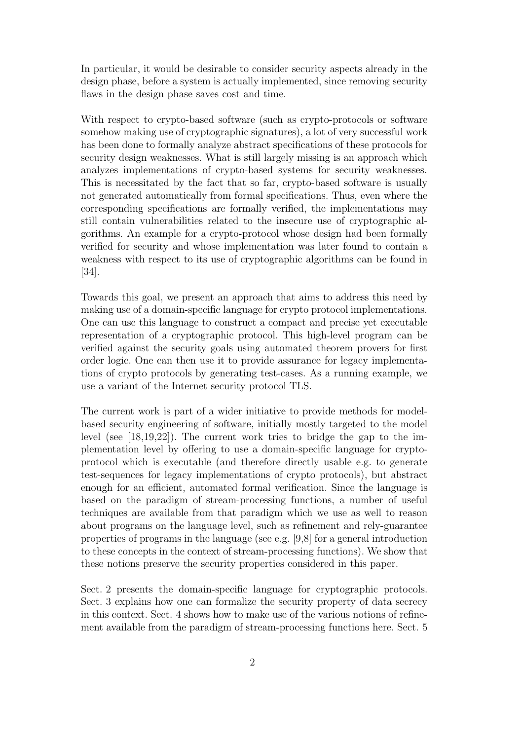In particular, it would be desirable to consider security aspects already in the design phase, before a system is actually implemented, since removing security flaws in the design phase saves cost and time.

With respect to crypto-based software (such as crypto-protocols or software somehow making use of cryptographic signatures), a lot of very successful work has been done to formally analyze abstract specifications of these protocols for security design weaknesses. What is still largely missing is an approach which analyzes implementations of crypto-based systems for security weaknesses. This is necessitated by the fact that so far, crypto-based software is usually not generated automatically from formal specifications. Thus, even where the corresponding specifications are formally verified, the implementations may still contain vulnerabilities related to the insecure use of cryptographic algorithms. An example for a crypto-protocol whose design had been formally verified for security and whose implementation was later found to contain a weakness with respect to its use of cryptographic algorithms can be found in [34].

Towards this goal, we present an approach that aims to address this need by making use of a domain-specific language for crypto protocol implementations. One can use this language to construct a compact and precise yet executable representation of a cryptographic protocol. This high-level program can be verified against the security goals using automated theorem provers for first order logic. One can then use it to provide assurance for legacy implementations of crypto protocols by generating test-cases. As a running example, we use a variant of the Internet security protocol TLS.

The current work is part of a wider initiative to provide methods for model-based security engineering of software, initially mostly targeted to the model level (see [18,19,22]). The current work tries to bridge the gap to the implementation level by offering to use a domain-specific language for crypto-protocol which is executable (and therefore directly usable e.g. to generate test-sequences for legacy implementations of crypto protocols), but abstract enough for an efficient, automated formal verification. Since the language is based on the paradigm of stream-processing functions, a number of useful techniques are available from that paradigm which we use as well to reason about programs on the language level, such as refinement and rely-guarantee properties of programs in the language (see e.g. [9,8] for a general introduction to these concepts in the context of stream-processing functions). We show that these notions preserve the security properties considered in this paper.

Sect. 2 presents the domain-specific language for cryptographic protocols. Sect. 3 explains how one can formalize the security property of data secrecy in this context. Sect. 4 shows how to make use of the various notions of refinement available from the paradigm of stream-processing functions here. Sect. 5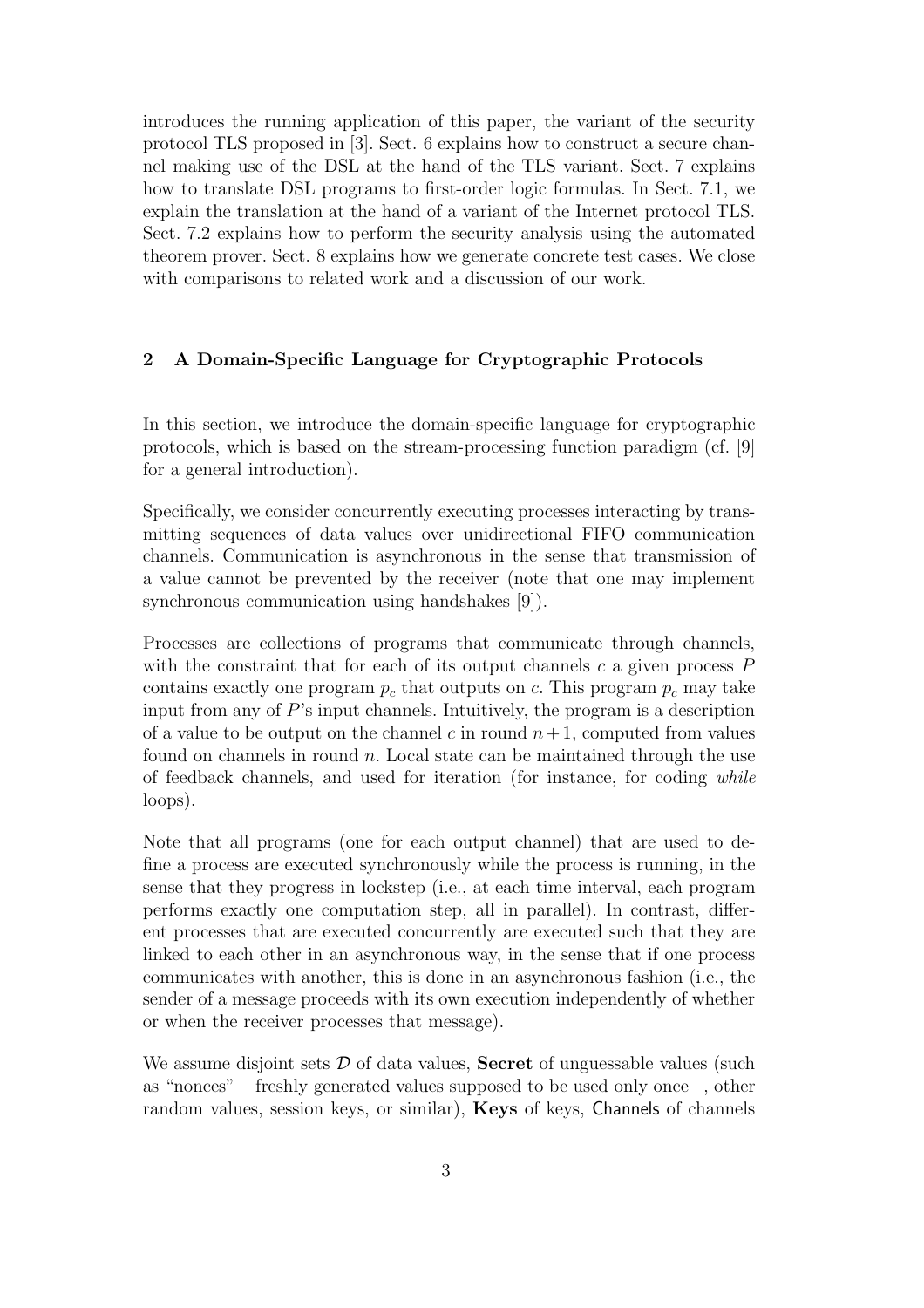introduces the running application of this paper, the variant of the security protocol TLS proposed in [3]. Sect. 6 explains how to construct a secure channel making use of the DSL at the hand of the TLS variant. Sect. 7 explains how to translate DSL programs to first-order logic formulas. In Sect. 7.1, we explain the translation at the hand of a variant of the Internet protocol TLS. Sect. 7.2 explains how to perform the security analysis using the automated theorem prover. Sect. 8 explains how we generate concrete test cases. We close with comparisons to related work and a discussion of our work.

## 2 A Domain-Specific Language for Cryptographic Protocols

In this section, we introduce the domain-specific language for cryptographic protocols, which is based on the stream-processing function paradigm (cf. [9] for a general introduction).

Specifically, we consider concurrently executing processes interacting by transmitting sequences of data values over unidirectional FIFO communication channels. Communication is asynchronous in the sense that transmission of a value cannot be prevented by the receiver (note that one may implement synchronous communication using handshakes [9]).

Processes are collections of programs that communicate through channels, with the constraint that for each of its output channels $c$ a given process $P$ contains exactly one program $p_c$ that outputs on $c$. This program $p_c$ may take input from any of $P$'s input channels. Intuitively, the program is a description of a value to be output on the channel $c$ in round $n+1$, computed from values found on channels in round $n$. Local state can be maintained through the use of feedback channels, and used for iteration (for instance, for coding *while* loops).

Note that all programs (one for each output channel) that are used to define a process are executed synchronously while the process is running, in the sense that they progress in lockstep (i.e., at each time interval, each program performs exactly one computation step, all in parallel). In contrast, different processes that are executed concurrently are executed such that they are linked to each other in an asynchronous way, in the sense that if one process communicates with another, this is done in an asynchronous fashion (i.e., the sender of a message proceeds with its own execution independently of whether or when the receiver processes that message).

We assume disjoint sets $\mathcal{D}$ of data values, **Secret** of unguessable values (such as "nonces" – freshly generated values supposed to be used only once –, other random values, session keys, or similar), **Keys** of keys, $\mathsf{Channels}$ of channels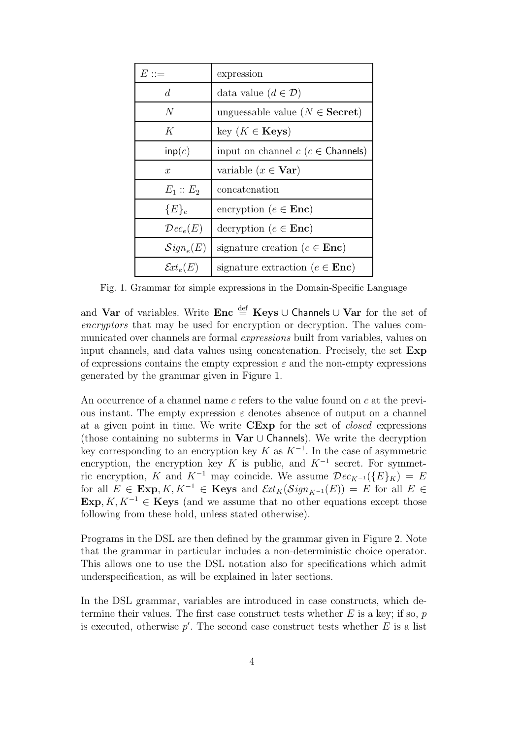| $E ::=$ | expression |
|---|---|
| $d$ | data value ($d \in \mathcal{D}$) |
| $N$ | unguessable value ($N \in \mathbf{Secret}$) |
| $K$ | key ($K \in \mathbf{Keys}$) |
| $\mathsf{inp}(c)$ | input on channel $c$ ($c \in \mathsf{Channels}$) |
| $x$ | variable ($x \in \mathbf{Var}$) |
| $E_1 :: E_2$ | concatenation |
| $\{E\}_e$ | encryption ($e \in \mathbf{Enc}$) |
| $\mathcal{D}ec_e(E)$ | decryption ($e \in \mathbf{Enc}$) |
| $\mathcal{S}ign_e(E)$ | signature creation ($e \in \mathbf{Enc}$) |
| $\mathcal{E}xt_e(E)$ | signature extraction ($e \in \mathbf{Enc}$) |

Fig. 1. Grammar for simple expressions in the Domain-Specific Language

and $\mathbf{Var}$ of variables. Write $\mathbf{Enc} \stackrel{\text{def}}{=} \mathbf{Keys} \cup \mathsf{Channels} \cup \mathbf{Var}$ for the set of *encryptors* that may be used for encryption or decryption. The values communicated over channels are formal *expressions* built from variables, values on input channels, and data values using concatenation. Precisely, the set $\mathbf{Exp}$ of expressions contains the empty expression $\varepsilon$ and the non-empty expressions generated by the grammar given in Figure 1.

An occurrence of a channel name $c$ refers to the value found on $c$ at the previous instant. The empty expression $\varepsilon$ denotes absence of output on a channel at a given point in time. We write $\mathbf{CExp}$ for the set of *closed* expressions (those containing no subterms in $\mathbf{Var} \cup \mathsf{Channels}$). We write the decryption key corresponding to an encryption key $K$ as $K^{-1}$. In the case of asymmetric encryption, the encryption key $K$ is public, and $K^{-1}$ secret. For symmetric encryption, $K$ and $K^{-1}$ may coincide. We assume $\mathcal{D}ec_{K^{-1}}(\{E\}_K) = E$ for all $E \in \mathbf{Exp}, K, K^{-1} \in \mathbf{Keys}$ and $\mathcal{E}xt_K(\mathcal{S}ign_{K^{-1}}(E)) = E$ for all $E \in \mathbf{Exp}, K, K^{-1} \in \mathbf{Keys}$ (and we assume that no other equations except those following from these hold, unless stated otherwise).

Programs in the DSL are then defined by the grammar given in Figure 2. Note that the grammar in particular includes a non-deterministic choice operator. This allows one to use the DSL notation also for specifications which admit underspecification, as will be explained in later sections.

In the DSL grammar, variables are introduced in case constructs, which determine their values. The first case construct tests whether $E$ is a key; if so, $p$ is executed, otherwise $p'$. The second case construct tests whether $E$ is a list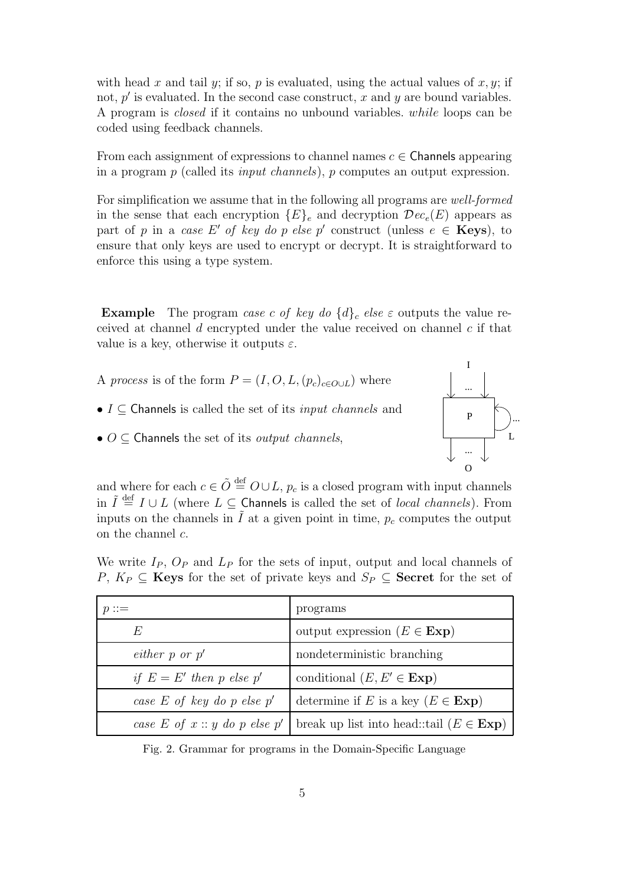with head $x$ and tail $y$; if so, $p$ is evaluated, using the actual values of $x, y$; if not, $p'$ is evaluated. In the second case construct, $x$ and $y$ are bound variables. A program is *closed* if it contains no unbound variables. *while* loops can be coded using feedback channels.

From each assignment of expressions to channel names $c \in \mathsf{Channels}$ appearing in a program $p$ (called its *input channels*), $p$ computes an output expression.

For simplification we assume that in the following all programs are *well-formed* in the sense that each encryption $\{E\}_e$ and decryption $\mathcal{D}ec_e(E)$ appears as part of $p$ in a *case* $E'$ *of key do* $p$ *else* $p'$ construct (unless $e \in \mathbf{Keys}$), to ensure that only keys are used to encrypt or decrypt. It is straightforward to enforce this using a type system.

**Example** The program *case* $c$ *of key do* $\{d\}_c$ *else* $\varepsilon$ outputs the value received at channel $d$ encrypted under the value received on channel $c$ if that value is a key, otherwise it outputs $\varepsilon$.

A *process* is of the form $P = (I, O, L, (p_c)_{c \in O \cup L})$ where

- $I \subseteq \mathsf{Channels}$ is called the set of its *input channels* and
- $O \subseteq \mathsf{Channels}$ the set of its *output channels*,

and where for each $c \in \tilde{O} \stackrel{\text{def}}{=} O \cup L$, $p_c$ is a closed program with input channels in $\tilde{I} \stackrel{\text{def}}{=} I \cup L$ (where $L \subseteq \mathsf{Channels}$ is called the set of *local channels*). From inputs on the channels in $\tilde{I}$ at a given point in time, $p_c$ computes the output on the channel $c$.

We write $I_P$, $O_P$ and $L_P$ for the sets of input, output and local channels of $P$, $K_P \subseteq \mathbf{Keys}$ for the set of private keys and $S_P \subseteq \mathbf{Secret}$ for the set of

| $p ::=$ | programs |
|---|---|
| $E$ | output expression ($E \in \mathbf{Exp}$) |
| *either* $p$ *or* $p'$ | nondeterministic branching |
| *if* $E = E'$ *then* $p$ *else* $p'$ | conditional ($E, E' \in \mathbf{Exp}$) |
| *case* $E$ *of key do* $p$ *else* $p'$ | determine if $E$ is a key ($E \in \mathbf{Exp}$) |
| *case* $E$ *of* $x :: y$ *do* $p$ *else* $p'$ | break up list into head::tail ($E \in \mathbf{Exp}$) |

Fig. 2. Grammar for programs in the Domain-Specific Language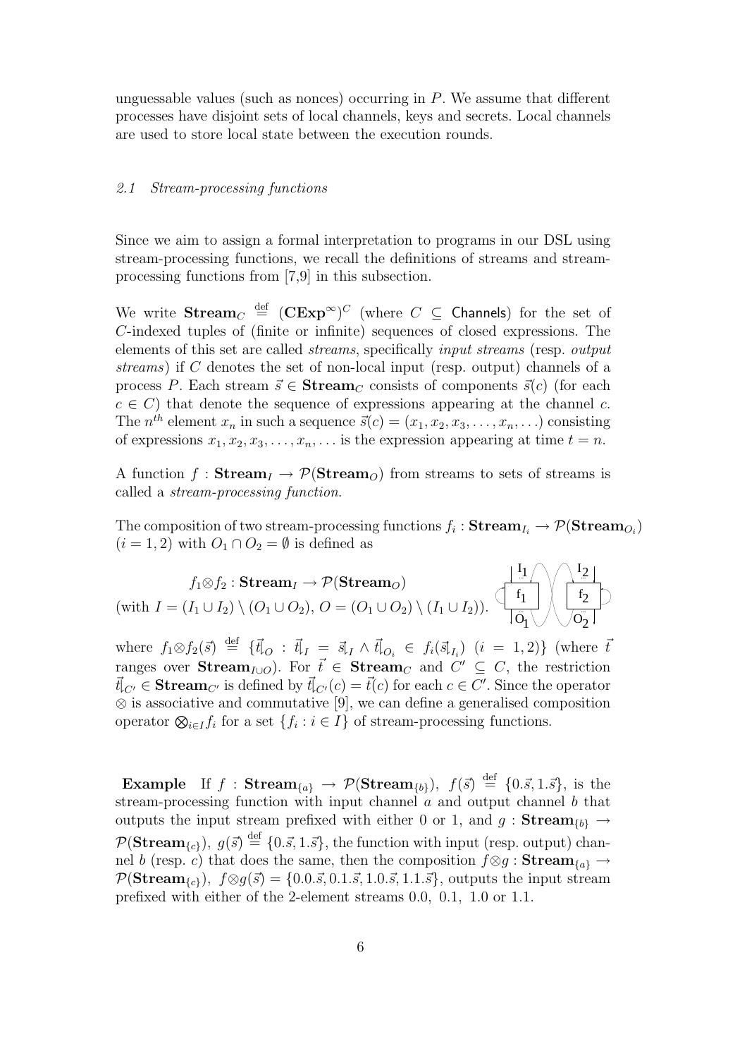unguessable values (such as nonces) occurring in $P$. We assume that different processes have disjoint sets of local channels, keys and secrets. Local channels are used to store local state between the execution rounds.

### *2.1 Stream-processing functions*

Since we aim to assign a formal interpretation to programs in our DSL using stream-processing functions, we recall the definitions of streams and stream-processing functions from [7,9] in this subsection.

We write $\mathbf{Stream}_C \stackrel{\text{def}}{=} (\mathbf{CExp}^{\infty})^C$ (where $C \subseteq \mathsf{Channels}$) for the set of $C$-indexed tuples of (finite or infinite) sequences of closed expressions. The elements of this set are called *streams*, specifically *input streams* (resp. *output streams*) if $C$ denotes the set of non-local input (resp. output) channels of a process $P$. Each stream $\vec{s} \in \mathbf{Stream}_C$ consists of components $\vec{s}(c)$ (for each $c \in C$) that denote the sequence of expressions appearing at the channel $c$. The $n^{th}$ element $x_n$ in such a sequence $\vec{s}(c) = (x_1, x_2, x_3, \ldots, x_n, \ldots)$ consisting of expressions $x_1, x_2, x_3, \ldots, x_n, \ldots$ is the expression appearing at time $t = n$.

A function $f : \mathbf{Stream}_I \to \mathcal{P}(\mathbf{Stream}_O)$ from streams to sets of streams is called a *stream-processing function*.

The composition of two stream-processing functions $f_i : \mathbf{Stream}_{I_i} \to \mathcal{P}(\mathbf{Stream}_{O_i})$ $(i = 1, 2)$ with $O_1 \cap O_2 = \emptyset$ is defined as

$$f_1 \otimes f_2 : \mathbf{Stream}_I \to \mathcal{P}(\mathbf{Stream}_O)$$
$$(\text{with } I = (I_1 \cup I_2) \setminus (O_1 \cup O_2),\ O = (O_1 \cup O_2) \setminus (I_1 \cup I_2)).$$

where $f_1 \otimes f_2(\vec{s}) \stackrel{\text{def}}{=} \{\vec{t}{\restriction_O} : \vec{t}{\restriction_I} = \vec{s}{\restriction_I} \wedge \vec{t}{\restriction_{O_i}} \in f_i(\vec{s}{\restriction_{I_i}})\ \ (i = 1, 2)\}$ (where $\vec{t}$ ranges over $\mathbf{Stream}_{I \cup O}$). For $\vec{t} \in \mathbf{Stream}_C$ and $C' \subseteq C$, the restriction $\vec{t}{\restriction_{C'}} \in \mathbf{Stream}_{C'}$ is defined by $\vec{t}{\restriction_{C'}}(c) = \vec{t}(c)$ for each $c \in C'$. Since the operator $\otimes$ is associative and commutative [9], we can define a generalised composition operator $\bigotimes_{i \in I} f_i$ for a set $\{f_i : i \in I\}$ of stream-processing functions.

**Example** If $f : \mathbf{Stream}_{\{a\}} \to \mathcal{P}(\mathbf{Stream}_{\{b\}})$, $f(\vec{s}) \stackrel{\text{def}}{=} \{0.\vec{s}, 1.\vec{s}\}$, is the stream-processing function with input channel $a$ and output channel $b$ that outputs the input stream prefixed with either 0 or 1, and $g : \mathbf{Stream}_{\{b\}} \to \mathcal{P}(\mathbf{Stream}_{\{c\}})$, $g(\vec{s}) \stackrel{\text{def}}{=} \{0.\vec{s}, 1.\vec{s}\}$, the function with input (resp. output) channel $b$ (resp. $c$) that does the same, then the composition $f \otimes g : \mathbf{Stream}_{\{a\}} \to \mathcal{P}(\mathbf{Stream}_{\{c\}})$, $f \otimes g(\vec{s}) = \{0.0.\vec{s}, 0.1.\vec{s}, 1.0.\vec{s}, 1.1.\vec{s}\}$, outputs the input stream prefixed with either of the 2-element streams $0.0$, $0.1$, $1.0$ or $1.1$.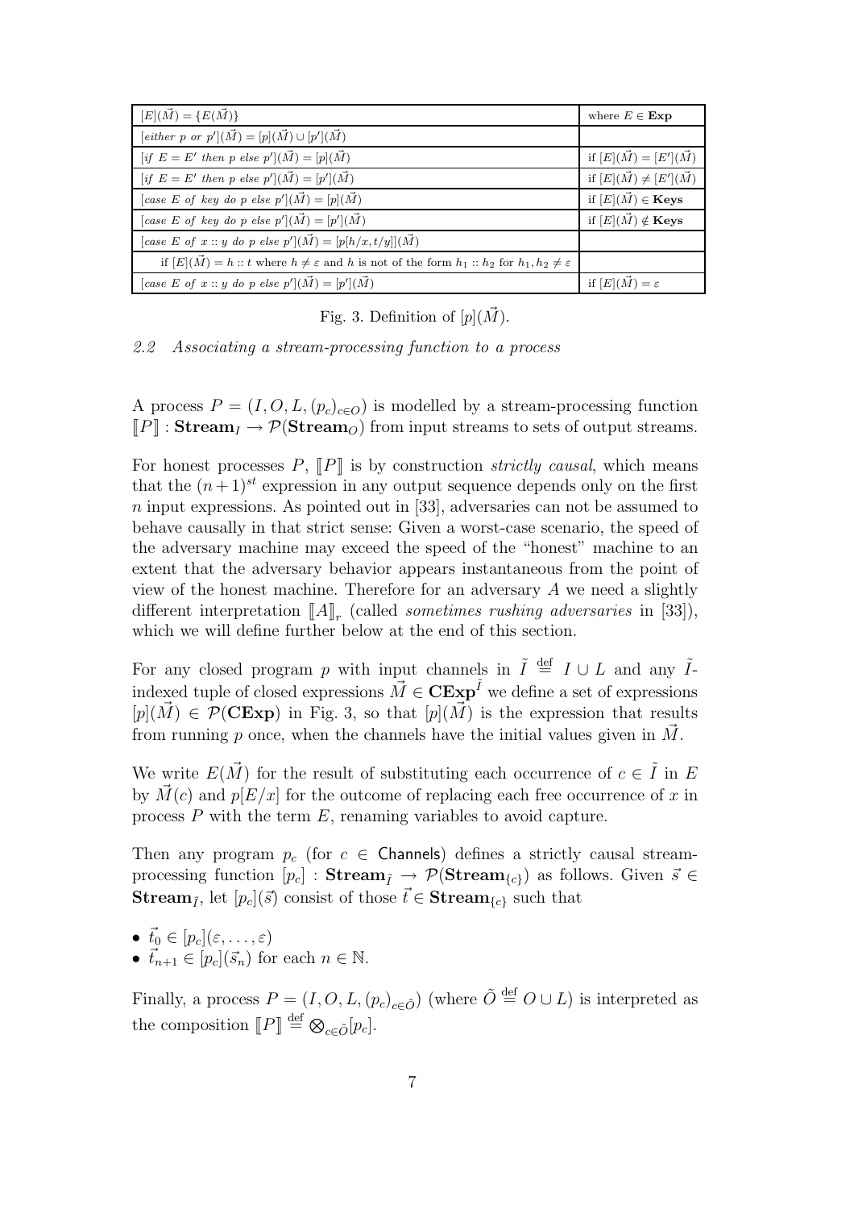| | |
|---|---|
| $[E](\vec{M}) = \{E(\vec{M})\}$ | where $E \in \mathbf{Exp}$ |
| $[\textit{either } p \textit{ or } p'](\vec{M}) = [p](\vec{M}) \cup [p'](\vec{M})$ | |
| $[\textit{if } E = E' \textit{ then } p \textit{ else } p'](\vec{M}) = [p](\vec{M})$ | if $[E](\vec{M}) = [E'](\vec{M})$ |
| $[\textit{if } E = E' \textit{ then } p \textit{ else } p'](\vec{M}) = [p'](\vec{M})$ | if $[E](\vec{M}) \neq [E'](\vec{M})$ |
| $[\textit{case } E \textit{ of key do } p \textit{ else } p'](\vec{M}) = [p](\vec{M})$ | if $[E](\vec{M}) \in \mathbf{Keys}$ |
| $[\textit{case } E \textit{ of key do } p \textit{ else } p'](\vec{M}) = [p'](\vec{M})$ | if $[E](\vec{M}) \notin \mathbf{Keys}$ |
| $[\textit{case } E \textit{ of } x :: y \textit{ do } p \textit{ else } p'](\vec{M}) = [p[h/x, t/y]](\vec{M})$ | |
| if $[E](\vec{M}) = h :: t$ where $h \neq \varepsilon$ and $h$ is not of the form $h_1 :: h_2$ for $h_1, h_2 \neq \varepsilon$ | |
| $[\textit{case } E \textit{ of } x :: y \textit{ do } p \textit{ else } p'](\vec{M}) = [p'](\vec{M})$ | if $[E](\vec{M}) = \varepsilon$ |

Fig. 3. Definition of $[p](\vec{M})$.

### *2.2 Associating a stream-processing function to a process*

A process $P = (I, O, L, (p_c)_{c \in O})$ is modelled by a stream-processing function $[\![P]\!] : \mathbf{Stream}_I \to \mathcal{P}(\mathbf{Stream}_O)$ from input streams to sets of output streams.

For honest processes $P$, $[\![P]\!]$ is by construction *strictly causal*, which means that the $(n+1)^{st}$ expression in any output sequence depends only on the first $n$ input expressions. As pointed out in [33], adversaries can not be assumed to behave causally in that strict sense: Given a worst-case scenario, the speed of the adversary machine may exceed the speed of the "honest" machine to an extent that the adversary behavior appears instantaneous from the point of view of the honest machine. Therefore for an adversary $A$ we need a slightly different interpretation $[\![A]\!]_r$ (called *sometimes rushing adversaries* in [33]), which we will define further below at the end of this section.

For any closed program $p$ with input channels in $\tilde{I} \stackrel{\text{def}}{=} I \cup L$ and any $\tilde{I}$-indexed tuple of closed expressions $\vec{M} \in \mathbf{CExp}^{\tilde{I}}$ we define a set of expressions $[p](\vec{M}) \in \mathcal{P}(\mathbf{CExp})$ in Fig. 3, so that $[p](\vec{M})$ is the expression that results from running $p$ once, when the channels have the initial values given in $\vec{M}$.

We write $E(\vec{M})$ for the result of substituting each occurrence of $c \in \tilde{I}$ in $E$ by $\vec{M}(c)$ and $p[E/x]$ for the outcome of replacing each free occurrence of $x$ in process $P$ with the term $E$, renaming variables to avoid capture.

Then any program $p_c$ (for $c \in \mathsf{Channels}$) defines a strictly causal stream-processing function $[p_c] : \mathbf{Stream}_{\tilde{I}} \to \mathcal{P}(\mathbf{Stream}_{\{c\}})$ as follows. Given $\vec{s} \in \mathbf{Stream}_{\tilde{I}}$, let $[p_c](\vec{s})$ consist of those $\vec{t} \in \mathbf{Stream}_{\{c\}}$ such that

- $\vec{t}_0 \in [p_c](\varepsilon, \ldots, \varepsilon)$
- $\vec{t}_{n+1} \in [p_c](\vec{s}_n)$ for each $n \in \mathbb{N}$.

Finally, a process $P = (I, O, L, (p_c)_{c \in \tilde{O}})$ (where $\tilde{O} \stackrel{\text{def}}{=} O \cup L$) is interpreted as the composition $[\![P]\!] \stackrel{\text{def}}{=} \bigotimes_{c \in \tilde{O}} [p_c]$.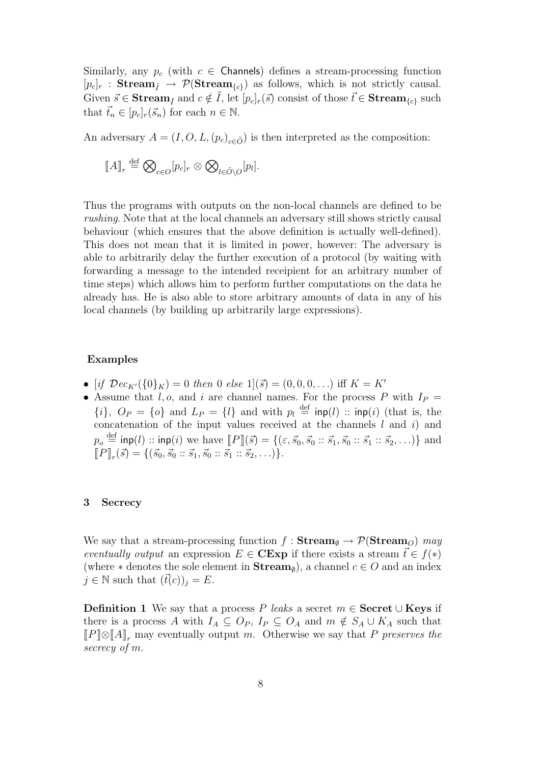Similarly, any $p_c$ (with $c \in \mathsf{Channels}$) defines a stream-processing function $[p_c]_r : \mathbf{Stream}_{\tilde{I}} \rightarrow \mathcal{P}(\mathbf{Stream}_{\{c\}})$ as follows, which is not strictly causal. Given $\vec{s} \in \mathbf{Stream}_{\tilde{I}}$ and $c \notin \tilde{I}$, let $[p_c]_r(\vec{s})$ consist of those $\vec{t} \in \mathbf{Stream}_{\{c\}}$ such that $\vec{t_n} \in [p_c]_r(\vec{s}_n)$ for each $n \in \mathbb{N}$.

An adversary $A = (I, O, L, (p_c)_{c \in \tilde{O}})$ is then interpreted as the composition:

$$[\![A]\!]_r \stackrel{\text{def}}{=} \bigotimes_{c \in O} [p_c]_r \otimes \bigotimes_{l \in \tilde{O} \setminus O} [p_l].$$

Thus the programs with outputs on the non-local channels are defined to be *rushing*. Note that at the local channels an adversary still shows strictly causal behaviour (which ensures that the above definition is actually well-defined). This does not mean that it is limited in power, however: The adversary is able to arbitrarily delay the further execution of a protocol (by waiting with forwarding a message to the intended receipient for an arbitrary number of time steps) which allows him to perform further computations on the data he already has. He is also able to store arbitrary amounts of data in any of his local channels (by building up arbitrarily large expressions).

**Examples**

- $[\textit{if } \mathcal{D}ec_{K'}(\{0\}_K) = 0 \textit{ then } 0 \textit{ else } 1](\vec{s}) = (0, 0, 0, \ldots)$ iff $K = K'$
- Assume that $l, o$, and $i$ are channel names. For the process $P$ with $I_P = \{i\}$, $O_P = \{o\}$ and $L_P = \{l\}$ and with $p_l \stackrel{\text{def}}{=} \mathsf{inp}(l) :: \mathsf{inp}(i)$ (that is, the concatenation of the input values received at the channels $l$ and $i$) and $p_o \stackrel{\text{def}}{=} \mathsf{inp}(l) :: \mathsf{inp}(i)$ we have $[\![P]\!](\vec{s}) = \{(\varepsilon, \vec{s}_0, \vec{s}_0 :: \vec{s}_1, \vec{s}_0 :: \vec{s}_1 :: \vec{s}_2, \ldots)\}$ and $[\![P]\!]_r(\vec{s}) = \{(\vec{s}_0, \vec{s}_0 :: \vec{s}_1, \vec{s}_0 :: \vec{s}_1 :: \vec{s}_2, \ldots)\}$.

## 3 Secrecy

We say that a stream-processing function $f : \mathbf{Stream}_\emptyset \rightarrow \mathcal{P}(\mathbf{Stream}_O)$ *may eventually output* an expression $E \in \mathbf{CExp}$ if there exists a stream $\vec{t} \in f(*)$ (where $*$ denotes the sole element in $\mathbf{Stream}_\emptyset$), a channel $c \in O$ and an index $j \in \mathbb{N}$ such that $(\vec{t}(c))_j = E$.

**Definition 1** We say that a process $P$ *leaks* a secret $m \in \mathbf{Secret} \cup \mathbf{Keys}$ if there is a process $A$ with $I_A \subseteq O_P$, $I_P \subseteq O_A$ and $m \notin S_A \cup K_A$ such that $[\![P]\!] \otimes [\![A]\!]_r$ may eventually output $m$. Otherwise we say that $P$ *preserves the secrecy of* $m$.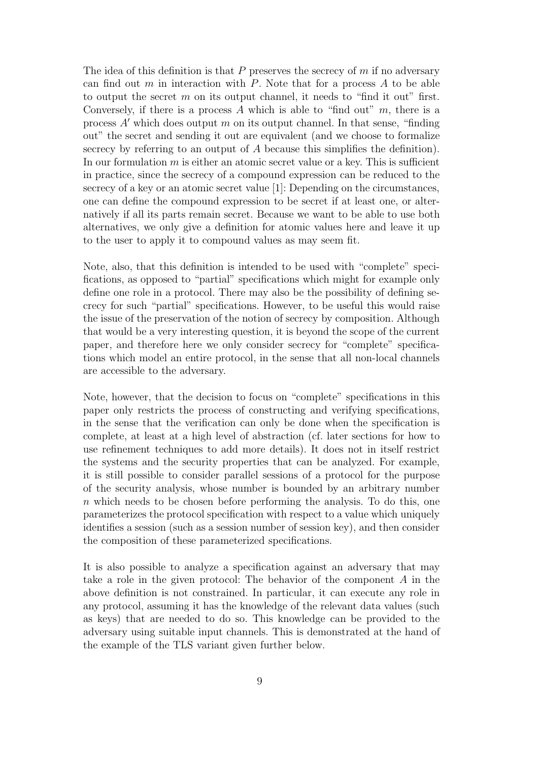The idea of this definition is that $P$ preserves the secrecy of $m$ if no adversary can find out $m$ in interaction with $P$. Note that for a process $A$ to be able to output the secret $m$ on its output channel, it needs to "find it out" first. Conversely, if there is a process $A$ which is able to "find out" $m$, there is a process $A'$ which does output $m$ on its output channel. In that sense, "finding out" the secret and sending it out are equivalent (and we choose to formalize secrecy by referring to an output of $A$ because this simplifies the definition). In our formulation $m$ is either an atomic secret value or a key. This is sufficient in practice, since the secrecy of a compound expression can be reduced to the secrecy of a key or an atomic secret value [1]: Depending on the circumstances, one can define the compound expression to be secret if at least one, or alternatively if all its parts remain secret. Because we want to be able to use both alternatives, we only give a definition for atomic values here and leave it up to the user to apply it to compound values as may seem fit.

Note, also, that this definition is intended to be used with "complete" specifications, as opposed to "partial" specifications which might for example only define one role in a protocol. There may also be the possibility of defining secrecy for such "partial" specifications. However, to be useful this would raise the issue of the preservation of the notion of secrecy by composition. Although that would be a very interesting question, it is beyond the scope of the current paper, and therefore here we only consider secrecy for "complete" specifications which model an entire protocol, in the sense that all non-local channels are accessible to the adversary.

Note, however, that the decision to focus on "complete" specifications in this paper only restricts the process of constructing and verifying specifications, in the sense that the verification can only be done when the specification is complete, at least at a high level of abstraction (cf. later sections for how to use refinement techniques to add more details). It does not in itself restrict the systems and the security properties that can be analyzed. For example, it is still possible to consider parallel sessions of a protocol for the purpose of the security analysis, whose number is bounded by an arbitrary number $n$ which needs to be chosen before performing the analysis. To do this, one parameterizes the protocol specification with respect to a value which uniquely identifies a session (such as a session number of session key), and then consider the composition of these parameterized specifications.

It is also possible to analyze a specification against an adversary that may take a role in the given protocol: The behavior of the component $A$ in the above definition is not constrained. In particular, it can execute any role in any protocol, assuming it has the knowledge of the relevant data values (such as keys) that are needed to do so. This knowledge can be provided to the adversary using suitable input channels. This is demonstrated at the hand of the example of the TLS variant given further below.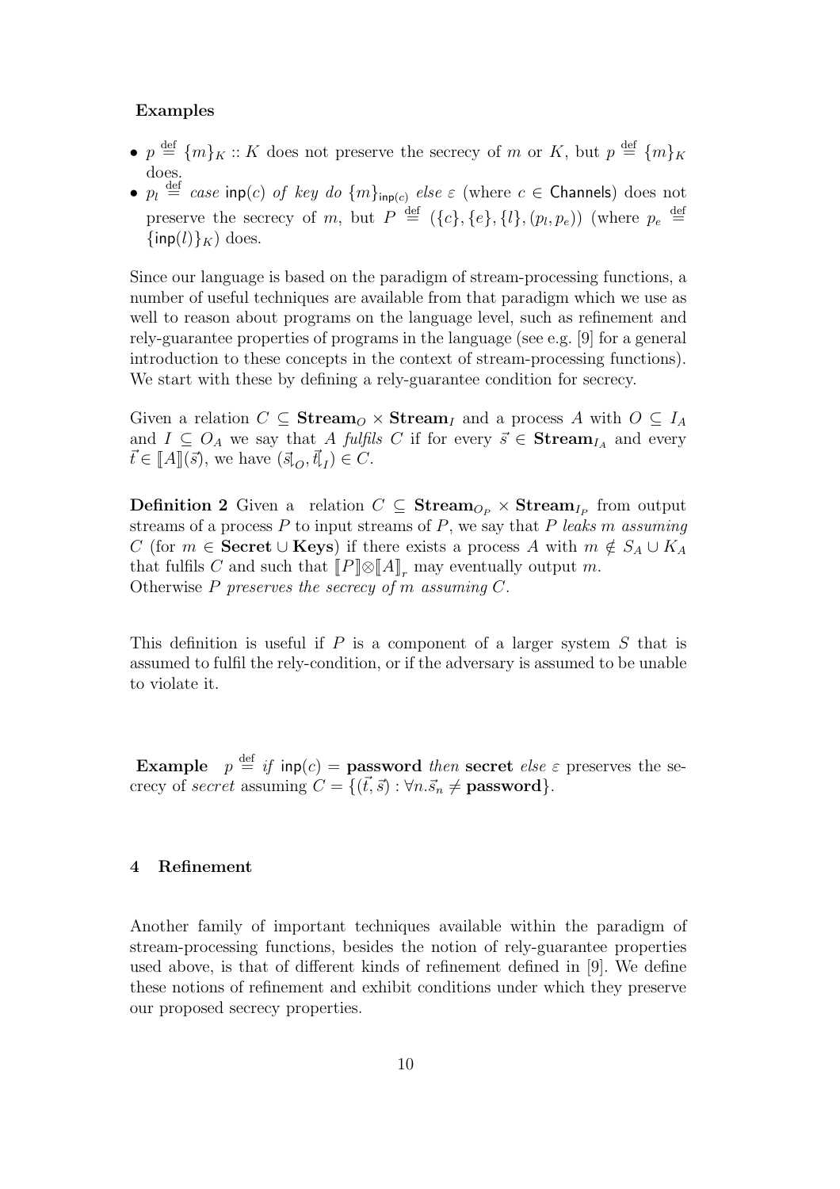**Examples**

- $p \stackrel{\text{def}}{=} \{m\}_K :: K$ does not preserve the secrecy of $m$ or $K$, but $p \stackrel{\text{def}}{=} \{m\}_K$ does.
- $p_l \stackrel{\text{def}}{=}$ *case* $\mathsf{inp}(c)$ *of key do* $\{m\}_{\mathsf{inp}(c)}$ *else* $\varepsilon$ (where $c \in \mathsf{Channels}$) does not preserve the secrecy of $m$, but $P \stackrel{\text{def}}{=} (\{c\}, \{e\}, \{l\}, (p_l, p_e))$ (where $p_e \stackrel{\text{def}}{=} \{\mathsf{inp}(l)\}_K$) does.

Since our language is based on the paradigm of stream-processing functions, a number of useful techniques are available from that paradigm which we use as well to reason about programs on the language level, such as refinement and rely-guarantee properties of programs in the language (see e.g. [9] for a general introduction to these concepts in the context of stream-processing functions). We start with these by defining a rely-guarantee condition for secrecy.

Given a relation $C \subseteq \mathbf{Stream}_O \times \mathbf{Stream}_I$ and a process $A$ with $O \subseteq I_A$ and $I \subseteq O_A$ we say that $A$ *fulfils* $C$ if for every $\vec{s} \in \mathbf{Stream}_{I_A}$ and every $\vec{t} \in [\![A]\!](\vec{s})$, we have $(\vec{s}{\restriction}_O, \vec{t}{\restriction}_I) \in C$.

**Definition 2** Given a relation $C \subseteq \mathbf{Stream}_{O_P} \times \mathbf{Stream}_{I_P}$ from output streams of a process $P$ to input streams of $P$, we say that $P$ *leaks* $m$ *assuming* $C$ (for $m \in \mathbf{Secret} \cup \mathbf{Keys}$) if there exists a process $A$ with $m \notin S_A \cup K_A$ that fulfils $C$ and such that $[\![P]\!] \otimes [\![A]\!]_r$ may eventually output $m$.
Otherwise $P$ *preserves the secrecy of* $m$ *assuming* $C$.

This definition is useful if $P$ is a component of a larger system $S$ that is assumed to fulfil the rely-condition, or if the adversary is assumed to be unable to violate it.

**Example** $p \stackrel{\text{def}}{=}$ *if* $\mathsf{inp}(c) = \mathbf{password}$ *then* $\mathbf{secret}$ *else* $\varepsilon$ preserves the secrecy of *secret* assuming $C = \{(\vec{t}, \vec{s}) : \forall n. \vec{s}_n \neq \mathbf{password}\}$.

## 4 Refinement

Another family of important techniques available within the paradigm of stream-processing functions, besides the notion of rely-guarantee properties used above, is that of different kinds of refinement defined in [9]. We define these notions of refinement and exhibit conditions under which they preserve our proposed secrecy properties.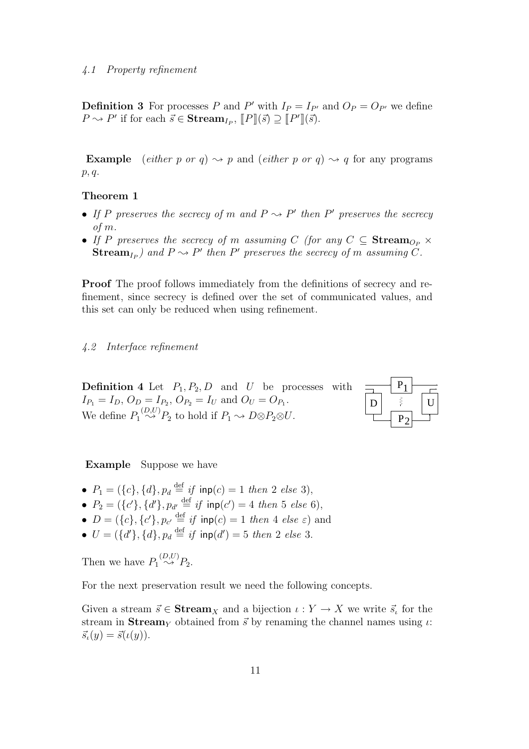### 4.1 Property refinement

**Definition 3** For processes $P$ and $P'$ with $I_P = I_{P'}$ and $O_P = O_{P'}$ we define $P \rightsquigarrow P'$ if for each $\vec{s} \in \mathbf{Stream}_{I_P}$, $[\![P]\!](\vec{s}) \supseteq [\![P']\!](\vec{s})$.

**Example** (*either p or q*) $\rightsquigarrow p$ and (*either p or q*) $\rightsquigarrow q$ for any programs $p, q$.

**Theorem 1**

- *If $P$ preserves the secrecy of $m$ and $P \rightsquigarrow P'$ then $P'$ preserves the secrecy of $m$.*
- *If $P$ preserves the secrecy of $m$ assuming $C$ (for any $C \subseteq \mathbf{Stream}_{O_P} \times \mathbf{Stream}_{I_P}$) and $P \rightsquigarrow P'$ then $P'$ preserves the secrecy of $m$ assuming $C$.*

**Proof** The proof follows immediately from the definitions of secrecy and refinement, since secrecy is defined over the set of communicated values, and this set can only be reduced when using refinement.

### 4.2 Interface refinement

**Definition 4** Let $P_1, P_2, D$ and $U$ be processes with $I_{P_1} = I_D$, $O_D = I_{P_2}$, $O_{P_2} = I_U$ and $O_U = O_{P_1}$. We define $P_1 \overset{(D,U)}{\rightsquigarrow} P_2$ to hold if $P_1 \rightsquigarrow D \otimes P_2 \otimes U$.

**Example** Suppose we have

- $P_1 = (\{c\}, \{d\}, p_d \stackrel{\text{def}}{=} \textit{if } \mathsf{inp}(c) = 1 \textit{ then } 2 \textit{ else } 3)$,
- $P_2 = (\{c'\}, \{d'\}, p_{d'} \stackrel{\text{def}}{=} \textit{if } \mathsf{inp}(c') = 4 \textit{ then } 5 \textit{ else } 6)$,
- $D = (\{c\}, \{c'\}, p_{c'} \stackrel{\text{def}}{=} \textit{if } \mathsf{inp}(c) = 1 \textit{ then } 4 \textit{ else } \varepsilon)$ and
- $U = (\{d'\}, \{d\}, p_d \stackrel{\text{def}}{=} \textit{if } \mathsf{inp}(d') = 5 \textit{ then } 2 \textit{ else } 3$.

Then we have $P_1 \overset{(D,U)}{\rightsquigarrow} P_2$.

For the next preservation result we need the following concepts.

Given a stream $\vec{s} \in \mathbf{Stream}_X$ and a bijection $\iota : Y \to X$ we write $\vec{s}_\iota$ for the stream in $\mathbf{Stream}_Y$ obtained from $\vec{s}$ by renaming the channel names using $\iota$: $\vec{s}_\iota(y) = \vec{s}(\iota(y))$.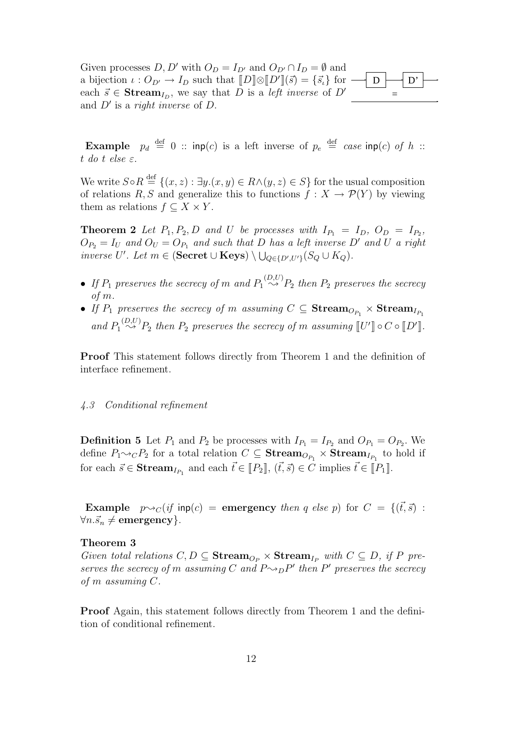Given processes $D, D'$ with $O_D = I_{D'}$ and $O_{D'} \cap I_D = \emptyset$ and a bijection $\iota : O_{D'} \to I_D$ such that $[\![D]\!] \otimes [\![D']\!](\vec{s}) = \{\vec{s}_\iota\}$ for each $\vec{s} \in \mathbf{Stream}_{I_D}$, we say that $D$ is a *left inverse* of $D'$ and $D'$ is a *right inverse* of $D$.

**Example** $p_d \stackrel{\text{def}}{=} 0 :: \mathsf{inp}(c)$ is a left inverse of $p_e \stackrel{\text{def}}{=}$ *case* $\mathsf{inp}(c)$ *of* $h ::$ $t$ *do* $t$ *else* $\varepsilon$.

We write $S \circ R \stackrel{\text{def}}{=} \{(x, z) : \exists y.(x, y) \in R \wedge (y, z) \in S\}$ for the usual composition of relations $R, S$ and generalize this to functions $f : X \to \mathcal{P}(Y)$ by viewing them as relations $f \subseteq X \times Y$.

**Theorem 2** *Let $P_1, P_2, D$ and $U$ be processes with $I_{P_1} = I_D$, $O_D = I_{P_2}$, $O_{P_2} = I_U$ and $O_U = O_{P_1}$ and such that $D$ has a left inverse $D'$ and $U$ a right inverse $U'$. Let $m \in (\mathbf{Secret} \cup \mathbf{Keys}) \setminus \bigcup_{Q \in \{D', U'\}} (S_Q \cup K_Q)$.*

- *If $P_1$ preserves the secrecy of $m$ and $P_1 \stackrel{(D,U)}{\rightsquigarrow} P_2$ then $P_2$ preserves the secrecy of $m$.*
- *If $P_1$ preserves the secrecy of $m$ assuming $C \subseteq \mathbf{Stream}_{O_{P_1}} \times \mathbf{Stream}_{I_{P_1}}$ and $P_1 \stackrel{(D,U)}{\rightsquigarrow} P_2$ then $P_2$ preserves the secrecy of $m$ assuming $[\![U']\!] \circ C \circ [\![D']\!]$.*

**Proof** This statement follows directly from Theorem 1 and the definition of interface refinement.

### *4.3 Conditional refinement*

**Definition 5** Let $P_1$ and $P_2$ be processes with $I_{P_1} = I_{P_2}$ and $O_{P_1} = O_{P_2}$. We define $P_1 \rightsquigarrow_C P_2$ for a total relation $C \subseteq \mathbf{Stream}_{O_{P_1}} \times \mathbf{Stream}_{I_{P_1}}$ to hold if for each $\vec{s} \in \mathbf{Stream}_{I_{P_1}}$ and each $\vec{t} \in [\![P_2]\!]$, $(\vec{t}, \vec{s}) \in C$ implies $\vec{t} \in [\![P_1]\!]$.

**Example** $p \rightsquigarrow_C ($*if* $\mathsf{inp}(c) = \mathbf{emergency}$ *then* $q$ *else* $p)$ for $C = \{(\vec{t}, \vec{s}) : \forall n. \vec{s}_n \neq \mathbf{emergency}\}$.

**Theorem 3**
*Given total relations $C, D \subseteq \mathbf{Stream}_{O_P} \times \mathbf{Stream}_{I_P}$ with $C \subseteq D$, if $P$ preserves the secrecy of $m$ assuming $C$ and $P \rightsquigarrow_D P'$ then $P'$ preserves the secrecy of $m$ assuming $C$.*

**Proof** Again, this statement follows directly from Theorem 1 and the definition of conditional refinement.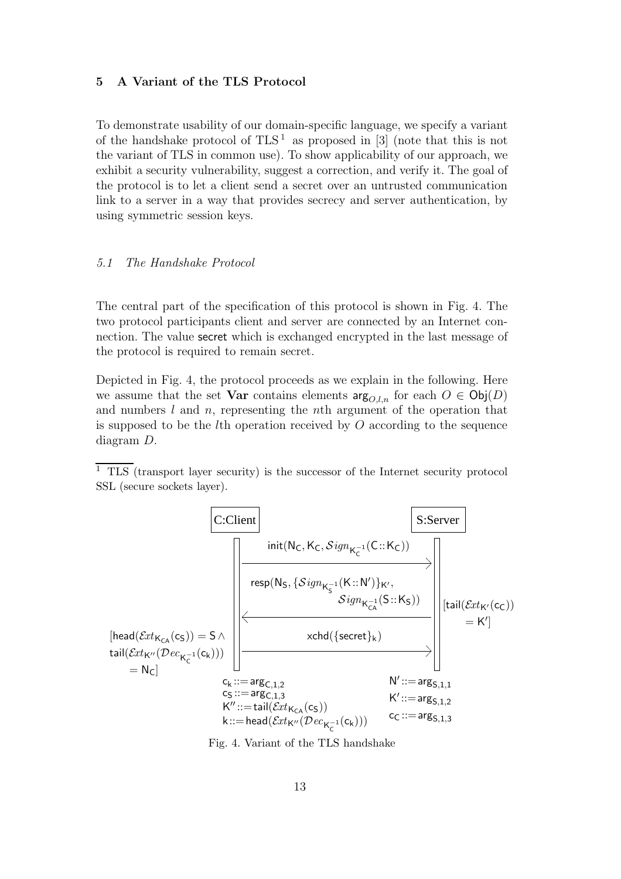## 5 A Variant of the TLS Protocol

To demonstrate usability of our domain-specific language, we specify a variant of the handshake protocol of TLS[1] as proposed in [3] (note that this is not the variant of TLS in common use). To show applicability of our approach, we exhibit a security vulnerability, suggest a correction, and verify it. The goal of the protocol is to let a client send a secret over an untrusted communication link to a server in a way that provides secrecy and server authentication, by using symmetric session keys.

### *5.1 The Handshake Protocol*

The central part of the specification of this protocol is shown in Fig. 4. The two protocol participants client and server are connected by an Internet connection. The value secret which is exchanged encrypted in the last message of the protocol is required to remain secret.

Depicted in Fig. 4, the protocol proceeds as we explain in the following. Here we assume that the set **Var** contains elements $\mathsf{arg}_{O,l,n}$ for each $O \in \mathsf{Obj}(D)$ and numbers $l$ and $n$, representing the $n$th argument of the operation that is supposed to be the $l$th operation received by $O$ according to the sequence diagram $D$.

[1] TLS (transport layer security) is the successor of the Internet security protocol SSL (secure sockets layer).

C:Client    S:Server

$\mathsf{init}(\mathsf{N_C}, \mathsf{K_C}, \mathcal{S}ign_{\mathsf{K_C^{-1}}}(\mathsf{C} :: \mathsf{K_C}))$ (C → S)

$\mathsf{resp}(\mathsf{N_S}, \{\mathcal{S}ign_{\mathsf{K_S^{-1}}}(\mathsf{K} :: \mathsf{N'})\}_{\mathsf{K'}}, \mathcal{S}ign_{\mathsf{K_{CA}^{-1}}}(\mathsf{S} :: \mathsf{K_S}))$ (S → C)

$\mathsf{xchd}(\{\mathsf{secret}\}_{\mathsf{k}})$ (C → S)

Client guard: $[\mathsf{head}(\mathcal{E}xt_{\mathsf{K_{CA}}}(\mathsf{c_S})) = \mathsf{S} \wedge \mathsf{tail}(\mathcal{E}xt_{\mathsf{K''}}(\mathcal{D}ec_{\mathsf{K_C^{-1}}}(\mathsf{c_k}))) = \mathsf{N_C}]$

Server guard: $[\mathsf{tail}(\mathcal{E}xt_{\mathsf{K'}}(\mathsf{c_C})) = \mathsf{K'}]$

Client assignments:
$\mathsf{c_k} ::= \mathsf{arg}_{\mathsf{C},1,2}$
$\mathsf{c_S} ::= \mathsf{arg}_{\mathsf{C},1,3}$
$\mathsf{K''} ::= \mathsf{tail}(\mathcal{E}xt_{\mathsf{K_{CA}}}(\mathsf{c_S}))$
$\mathsf{k} ::= \mathsf{head}(\mathcal{E}xt_{\mathsf{K''}}(\mathcal{D}ec_{\mathsf{K_C^{-1}}}(\mathsf{c_k})))$

Server assignments:
$\mathsf{N'} ::= \mathsf{arg}_{\mathsf{S},1,1}$
$\mathsf{K'} ::= \mathsf{arg}_{\mathsf{S},1,2}$
$\mathsf{c_C} ::= \mathsf{arg}_{\mathsf{S},1,3}$

Fig. 4. Variant of the TLS handshake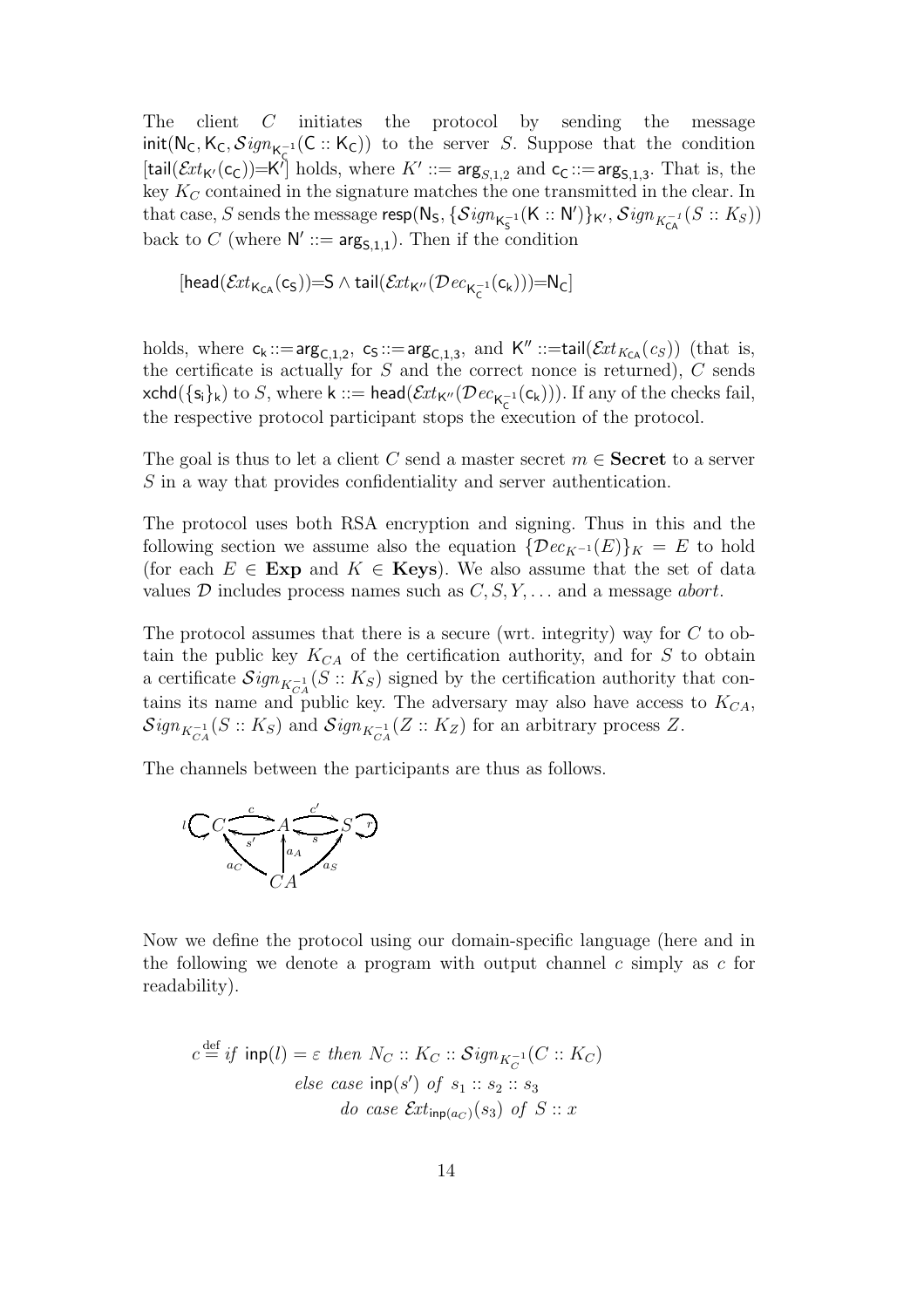The client $C$ initiates the protocol by sending the message $\mathsf{init}(\mathsf{N_C}, \mathsf{K_C}, \mathcal{S}ign_{\mathsf{K_C^{-1}}}(\mathsf{C} :: \mathsf{K_C}))$ to the server $S$. Suppose that the condition $[\mathsf{tail}(\mathcal{E}xt_{\mathsf{K'}}(\mathsf{c_C}))=\mathsf{K'}]$ holds, where $K' ::= \mathsf{arg}_{S,1,2}$ and $\mathsf{c_C} ::= \mathsf{arg}_{\mathsf{S},1,3}$. That is, the key $K_C$ contained in the signature matches the one transmitted in the clear. In that case, $S$ sends the message $\mathsf{resp}(\mathsf{N_S}, \{\mathcal{S}ign_{\mathsf{K_S^{-1}}}(\mathsf{K} :: \mathsf{N'})\}_{\mathsf{K'}}, \mathcal{S}ign_{K_{\mathsf{CA}}^{-1}}(S :: K_S))$ back to $C$ (where $\mathsf{N'} ::= \mathsf{arg}_{\mathsf{S},1,1}$). Then if the condition

$$[\mathsf{head}(\mathcal{E}xt_{\mathsf{K_{CA}}}(\mathsf{c_S}))=\mathsf{S} \wedge \mathsf{tail}(\mathcal{E}xt_{\mathsf{K''}}(\mathcal{D}ec_{\mathsf{K_C^{-1}}}(\mathsf{c_k})))=\mathsf{N_C}]$$

holds, where $\mathsf{c_k} ::= \mathsf{arg}_{\mathsf{C},1,2}$, $\mathsf{c_S} ::= \mathsf{arg}_{\mathsf{C},1,3}$, and $\mathsf{K''} ::= \mathsf{tail}(\mathcal{E}xt_{K_{\mathsf{CA}}}(c_S))$ (that is, the certificate is actually for $S$ and the correct nonce is returned), $C$ sends $\mathsf{xchd}(\{\mathsf{s_i}\}_{\mathsf{k}})$ to $S$, where $\mathsf{k} ::= \mathsf{head}(\mathcal{E}xt_{\mathsf{K''}}(\mathcal{D}ec_{\mathsf{K_C^{-1}}}(\mathsf{c_k})))$. If any of the checks fail, the respective protocol participant stops the execution of the protocol.

The goal is thus to let a client $C$ send a master secret $m \in \mathbf{Secret}$ to a server $S$ in a way that provides confidentiality and server authentication.

The protocol uses both RSA encryption and signing. Thus in this and the following section we assume also the equation $\{\mathcal{D}ec_{K^{-1}}(E)\}_K = E$ to hold (for each $E \in \mathbf{Exp}$ and $K \in \mathbf{Keys}$). We also assume that the set of data values $\mathcal{D}$ includes process names such as $C, S, Y, \ldots$ and a message *abort*.

The protocol assumes that there is a secure (wrt. integrity) way for $C$ to obtain the public key $K_{CA}$ of the certification authority, and for $S$ to obtain a certificate $\mathcal{S}ign_{K_{CA}^{-1}}(S :: K_S)$ signed by the certification authority that contains its name and public key. The adversary may also have access to $K_{CA}$, $\mathcal{S}ign_{K_{CA}^{-1}}(S :: K_S)$ and $\mathcal{S}ign_{K_{CA}^{-1}}(Z :: K_Z)$ for an arbitrary process $Z$.

The channels between the participants are thus as follows.

Now we define the protocol using our domain-specific language (here and in the following we denote a program with output channel $c$ simply as $c$ for readability).

$$
\begin{aligned}
c \stackrel{\text{def}}{=} & \; \textit{if } \mathsf{inp}(l) = \varepsilon \textit{ then } N_C :: K_C :: \mathcal{S}ign_{K_C^{-1}}(C :: K_C) \\
& \quad \textit{else case } \mathsf{inp}(s') \textit{ of } s_1 :: s_2 :: s_3 \\
& \quad\quad \textit{do case } \mathcal{E}xt_{\mathsf{inp}(a_C)}(s_3) \textit{ of } S :: x
\end{aligned}
$$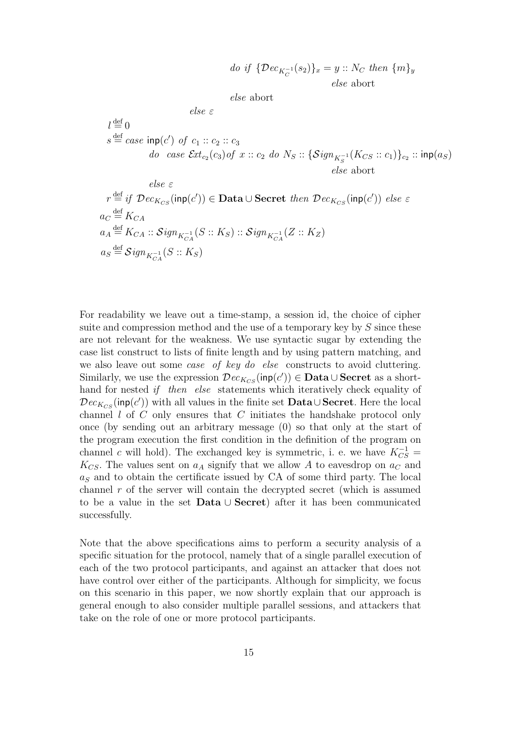$$
\begin{aligned}
&\qquad\qquad\qquad do\ \ if\ \{\mathcal{D}ec_{K_C^{-1}}(s_2)\}_x = y :: N_C\ \ then\ \{m\}_y \\
&\qquad\qquad\qquad\qquad\qquad\qquad\qquad else\ \text{abort} \\
&\qquad\qquad\qquad else\ \text{abort} \\
&\qquad\qquad else\ \varepsilon \\
l &\stackrel{\text{def}}{=} 0 \\
s &\stackrel{\text{def}}{=} case\ \mathsf{inp}(c')\ \ of\ \ c_1 :: c_2 :: c_3 \\
&\qquad do\ \ case\ \mathcal{E}xt_{c_2}(c_3)\, of\ \ x :: c_2\ \ do\ \ N_S :: \{\mathcal{S}ign_{K_S^{-1}}(K_{CS} :: c_1)\}_{c_2} :: \mathsf{inp}(a_S) \\
&\qquad\qquad\qquad\qquad\qquad\qquad\qquad else\ \text{abort} \\
&\qquad else\ \varepsilon \\
r &\stackrel{\text{def}}{=} if\ \ \mathcal{D}ec_{K_{CS}}(\mathsf{inp}(c')) \in \mathbf{Data} \cup \mathbf{Secret}\ \ then\ \ \mathcal{D}ec_{K_{CS}}(\mathsf{inp}(c'))\ \ else\ \ \varepsilon \\
a_C &\stackrel{\text{def}}{=} K_{CA} \\
a_A &\stackrel{\text{def}}{=} K_{CA} :: \mathcal{S}ign_{K_{CA}^{-1}}(S :: K_S) :: \mathcal{S}ign_{K_{CA}^{-1}}(Z :: K_Z) \\
a_S &\stackrel{\text{def}}{=} \mathcal{S}ign_{K_{CA}^{-1}}(S :: K_S)
\end{aligned}
$$

For readability we leave out a time-stamp, a session id, the choice of cipher suite and compression method and the use of a temporary key by $S$ since these are not relevant for the weakness. We use syntactic sugar by extending the case list construct to lists of finite length and by using pattern matching, and we also leave out some *case of key do else* constructs to avoid cluttering. Similarly, we use the expression $\mathcal{D}ec_{K_{CS}}(\mathsf{inp}(c')) \in \mathbf{Data} \cup \mathbf{Secret}$ as a shorthand for nested *if then else* statements which iteratively check equality of $\mathcal{D}ec_{K_{CS}}(\mathsf{inp}(c'))$ with all values in the finite set $\mathbf{Data} \cup \mathbf{Secret}$. Here the local channel $l$ of $C$ only ensures that $C$ initiates the handshake protocol only once (by sending out an arbitrary message (0) so that only at the start of the program execution the first condition in the definition of the program on channel $c$ will hold). The exchanged key is symmetric, i. e. we have $K_{CS}^{-1} = K_{CS}$. The values sent on $a_A$ signify that we allow $A$ to eavesdrop on $a_C$ and $a_S$ and to obtain the certificate issued by CA of some third party. The local channel $r$ of the server will contain the decrypted secret (which is assumed to be a value in the set $\mathbf{Data} \cup \mathbf{Secret}$) after it has been communicated successfully.

Note that the above specifications aims to perform a security analysis of a specific situation for the protocol, namely that of a single parallel execution of each of the two protocol participants, and against an attacker that does not have control over either of the participants. Although for simplicity, we focus on this scenario in this paper, we now shortly explain that our approach is general enough to also consider multiple parallel sessions, and attackers that take on the role of one or more protocol participants.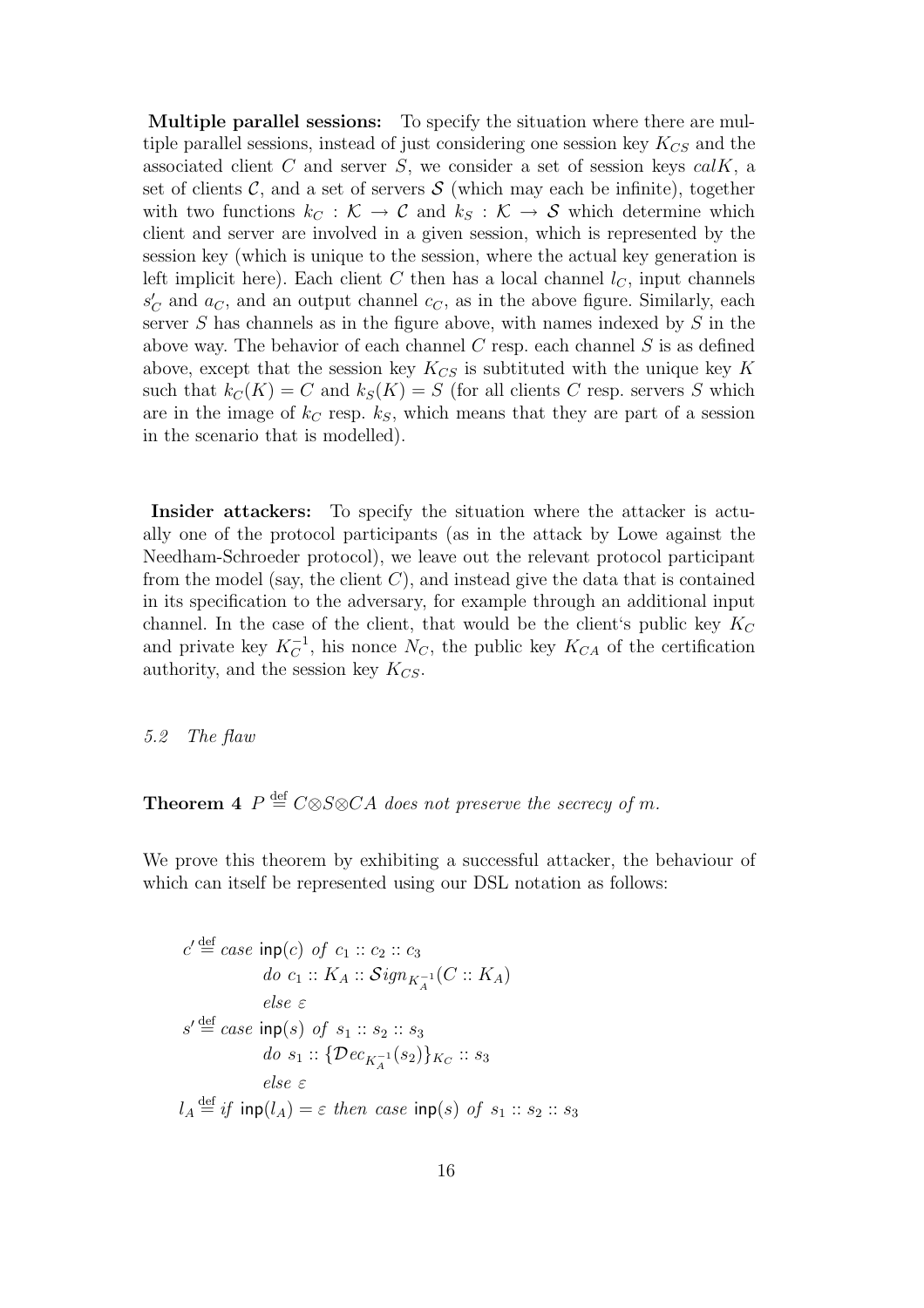**Multiple parallel sessions:** To specify the situation where there are multiple parallel sessions, instead of just considering one session key $K_{CS}$ and the associated client $C$ and server $S$, we consider a set of session keys $calK$, a set of clients $\mathcal{C}$, and a set of servers $\mathcal{S}$ (which may each be infinite), together with two functions $k_C : \mathcal{K} \rightarrow \mathcal{C}$ and $k_S : \mathcal{K} \rightarrow \mathcal{S}$ which determine which client and server are involved in a given session, which is represented by the session key (which is unique to the session, where the actual key generation is left implicit here). Each client $C$ then has a local channel $l_C$, input channels $s'_C$ and $a_C$, and an output channel $c_C$, as in the above figure. Similarly, each server $S$ has channels as in the figure above, with names indexed by $S$ in the above way. The behavior of each channel $C$ resp. each channel $S$ is as defined above, except that the session key $K_{CS}$ is subtituted with the unique key $K$ such that $k_C(K) = C$ and $k_S(K) = S$ (for all clients $C$ resp. servers $S$ which are in the image of $k_C$ resp. $k_S$, which means that they are part of a session in the scenario that is modelled).

**Insider attackers:** To specify the situation where the attacker is actually one of the protocol participants (as in the attack by Lowe against the Needham-Schroeder protocol), we leave out the relevant protocol participant from the model (say, the client $C$), and instead give the data that is contained in its specification to the adversary, for example through an additional input channel. In the case of the client, that would be the client‘s public key $K_C$ and private key $K_C^{-1}$, his nonce $N_C$, the public key $K_{CA}$ of the certification authority, and the session key $K_{CS}$.

*5.2 The flaw*

**Theorem 4** *$P \stackrel{\text{def}}{=} C \otimes S \otimes CA$ does not preserve the secrecy of $m$.*

We prove this theorem by exhibiting a successful attacker, the behaviour of which can itself be represented using our DSL notation as follows:

$$
\begin{aligned}
c' &\stackrel{\text{def}}{=} \mathit{case}\ \mathsf{inp}(c)\ \mathit{of}\ c_1 :: c_2 :: c_3 \\
&\qquad \mathit{do}\ c_1 :: K_A :: \mathcal{S}ign_{K_A^{-1}}(C :: K_A) \\
&\qquad \mathit{else}\ \varepsilon \\
s' &\stackrel{\text{def}}{=} \mathit{case}\ \mathsf{inp}(s)\ \mathit{of}\ s_1 :: s_2 :: s_3 \\
&\qquad \mathit{do}\ s_1 :: \{\mathcal{D}ec_{K_A^{-1}}(s_2)\}_{K_C} :: s_3 \\
&\qquad \mathit{else}\ \varepsilon \\
l_A &\stackrel{\text{def}}{=} \mathit{if}\ \mathsf{inp}(l_A) = \varepsilon\ \mathit{then}\ \mathit{case}\ \mathsf{inp}(s)\ \mathit{of}\ s_1 :: s_2 :: s_3
\end{aligned}
$$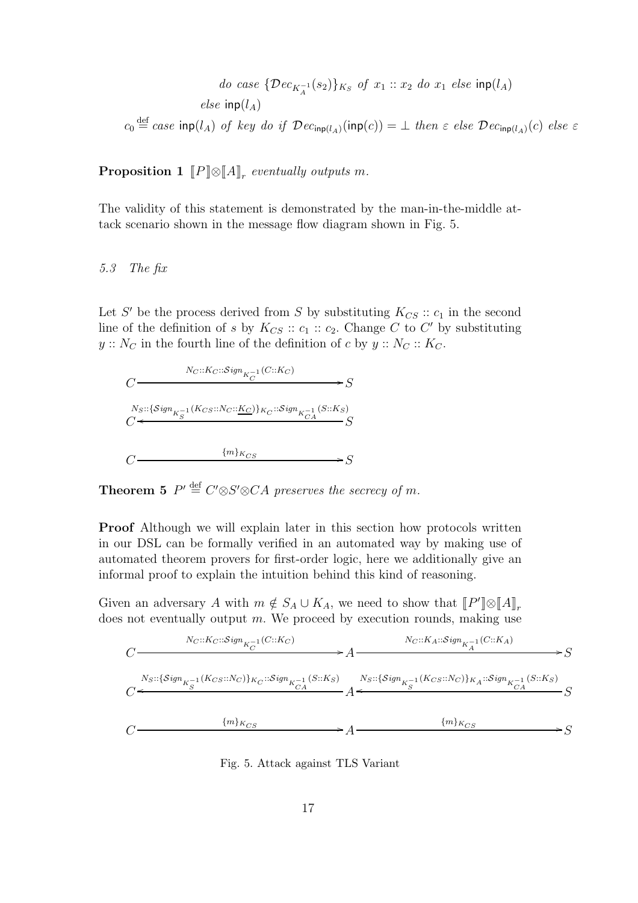$$do\ case\ \{\mathcal{D}ec_{K_A^{-1}}(s_2)\}_{K_S}\ of\ x_1 :: x_2\ do\ x_1\ else\ \mathsf{inp}(l_A)$$

$$else\ \mathsf{inp}(l_A)$$

$$c_0 \stackrel{\text{def}}{=} case\ \mathsf{inp}(l_A)\ of\ key\ do\ if\ \mathcal{D}ec_{\mathsf{inp}(l_A)}(\mathsf{inp}(c)) = \bot\ then\ \varepsilon\ else\ \mathcal{D}ec_{\mathsf{inp}(l_A)}(c)\ else\ \varepsilon$$

**Proposition 1** *$[\![P]\!] \otimes [\![A]\!]_r$ eventually outputs $m$.*

The validity of this statement is demonstrated by the man-in-the-middle attack scenario shown in the message flow diagram shown in Fig. 5.

### 5.3 The fix

Let $S'$ be the process derived from $S$ by substituting $K_{CS} :: c_1$ in the second line of the definition of $s$ by $K_{CS} :: c_1 :: c_2$. Change $C$ to $C'$ by substituting $y :: N_C$ in the fourth line of the definition of $c$ by $y :: N_C :: K_C$.

$$C \xrightarrow{N_C :: K_C :: \mathcal{S}ign_{K_C^{-1}}(C :: K_C)} S$$

$$C \xleftarrow{N_S :: \{\mathcal{S}ign_{K_S^{-1}}(K_{CS} :: N_C :: \underline{K_C})\}_{K_C} :: \mathcal{S}ign_{K_{CA}^{-1}}(S :: K_S)} S$$

$$C \xrightarrow{\{m\}_{K_{CS}}} S$$

**Theorem 5** *$P' \stackrel{\text{def}}{=} C' \otimes S' \otimes CA$ preserves the secrecy of $m$.*

**Proof** Although we will explain later in this section how protocols written in our DSL can be formally verified in an automated way by making use of automated theorem provers for first-order logic, here we additionally give an informal proof to explain the intuition behind this kind of reasoning.

Given an adversary $A$ with $m \notin S_A \cup K_A$, we need to show that $[\![P']\!] \otimes [\![A]\!]_r$ does not eventually output $m$. We proceed by execution rounds, making use

$$C \xrightarrow{N_C :: K_C :: \mathcal{S}ign_{K_C^{-1}}(C :: K_C)} A \xrightarrow{N_C :: K_A :: \mathcal{S}ign_{K_A^{-1}}(C :: K_A)} S$$

$$C \xleftarrow{N_S :: \{\mathcal{S}ign_{K_S^{-1}}(K_{CS} :: N_C)\}_{K_C} :: \mathcal{S}ign_{K_{CA}^{-1}}(S :: K_S)} A \xleftarrow{N_S :: \{\mathcal{S}ign_{K_S^{-1}}(K_{CS} :: N_C)\}_{K_A} :: \mathcal{S}ign_{K_{CA}^{-1}}(S :: K_S)} S$$

$$C \xrightarrow{\{m\}_{K_{CS}}} A \xrightarrow{\{m\}_{K_{CS}}} S$$

Fig. 5. Attack against TLS Variant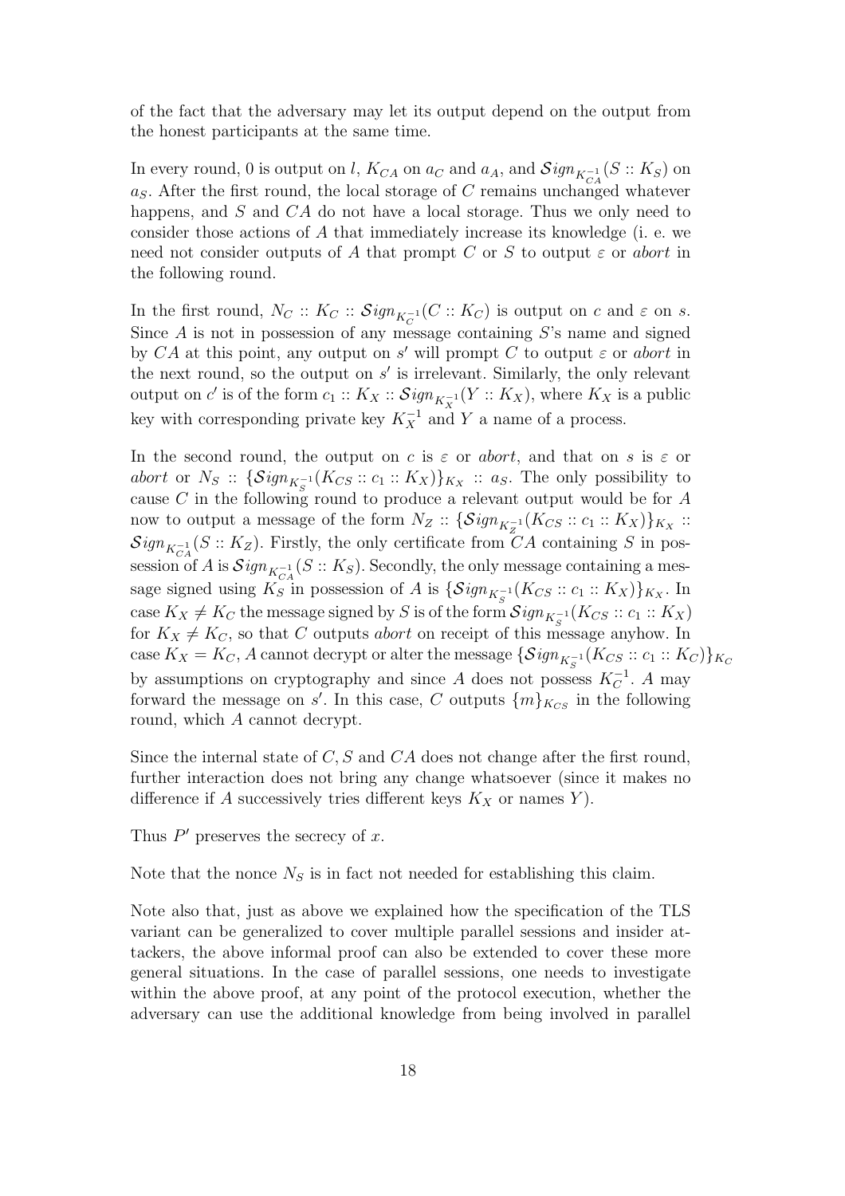of the fact that the adversary may let its output depend on the output from the honest participants at the same time.

In every round, 0 is output on $l$, $K_{CA}$ on $a_C$ and $a_A$, and $\mathcal{S}ign_{K_{CA}^{-1}}(S :: K_S)$ on $a_S$. After the first round, the local storage of $C$ remains unchanged whatever happens, and $S$ and $CA$ do not have a local storage. Thus we only need to consider those actions of $A$ that immediately increase its knowledge (i. e. we need not consider outputs of $A$ that prompt $C$ or $S$ to output $\varepsilon$ or *abort* in the following round.

In the first round, $N_C :: K_C :: \mathcal{S}ign_{K_C^{-1}}(C :: K_C)$ is output on $c$ and $\varepsilon$ on $s$. Since $A$ is not in possession of any message containing $S$'s name and signed by $CA$ at this point, any output on $s'$ will prompt $C$ to output $\varepsilon$ or *abort* in the next round, so the output on $s'$ is irrelevant. Similarly, the only relevant output on $c'$ is of the form $c_1 :: K_X :: \mathcal{S}ign_{K_X^{-1}}(Y :: K_X)$, where $K_X$ is a public key with corresponding private key $K_X^{-1}$ and $Y$ a name of a process.

In the second round, the output on $c$ is $\varepsilon$ or *abort*, and that on $s$ is $\varepsilon$ or *abort* or $N_S :: \{\mathcal{S}ign_{K_S^{-1}}(K_{CS} :: c_1 :: K_X)\}_{K_X} :: a_S$. The only possibility to cause $C$ in the following round to produce a relevant output would be for $A$ now to output a message of the form $N_Z :: \{\mathcal{S}ign_{K_Z^{-1}}(K_{CS} :: c_1 :: K_X)\}_{K_X} :: \mathcal{S}ign_{K_{CA}^{-1}}(S :: K_Z)$. Firstly, the only certificate from $CA$ containing $S$ in possession of $A$ is $\mathcal{S}ign_{K_{CA}^{-1}}(S :: K_S)$. Secondly, the only message containing a message signed using $K_S$ in possession of $A$ is $\{\mathcal{S}ign_{K_S^{-1}}(K_{CS} :: c_1 :: K_X)\}_{K_X}$. In case $K_X \neq K_C$ the message signed by $S$ is of the form $\mathcal{S}ign_{K_S^{-1}}(K_{CS} :: c_1 :: K_X)$ for $K_X \neq K_C$, so that $C$ outputs *abort* on receipt of this message anyhow. In case $K_X = K_C$, $A$ cannot decrypt or alter the message $\{\mathcal{S}ign_{K_S^{-1}}(K_{CS} :: c_1 :: K_C)\}_{K_C}$ by assumptions on cryptography and since $A$ does not possess $K_C^{-1}$. $A$ may forward the message on $s'$. In this case, $C$ outputs $\{m\}_{K_{CS}}$ in the following round, which $A$ cannot decrypt.

Since the internal state of $C, S$ and $CA$ does not change after the first round, further interaction does not bring any change whatsoever (since it makes no difference if $A$ successively tries different keys $K_X$ or names $Y$).

Thus $P'$ preserves the secrecy of $x$.

Note that the nonce $N_S$ is in fact not needed for establishing this claim.

Note also that, just as above we explained how the specification of the TLS variant can be generalized to cover multiple parallel sessions and insider attackers, the above informal proof can also be extended to cover these more general situations. In the case of parallel sessions, one needs to investigate within the above proof, at any point of the protocol execution, whether the adversary can use the additional knowledge from being involved in parallel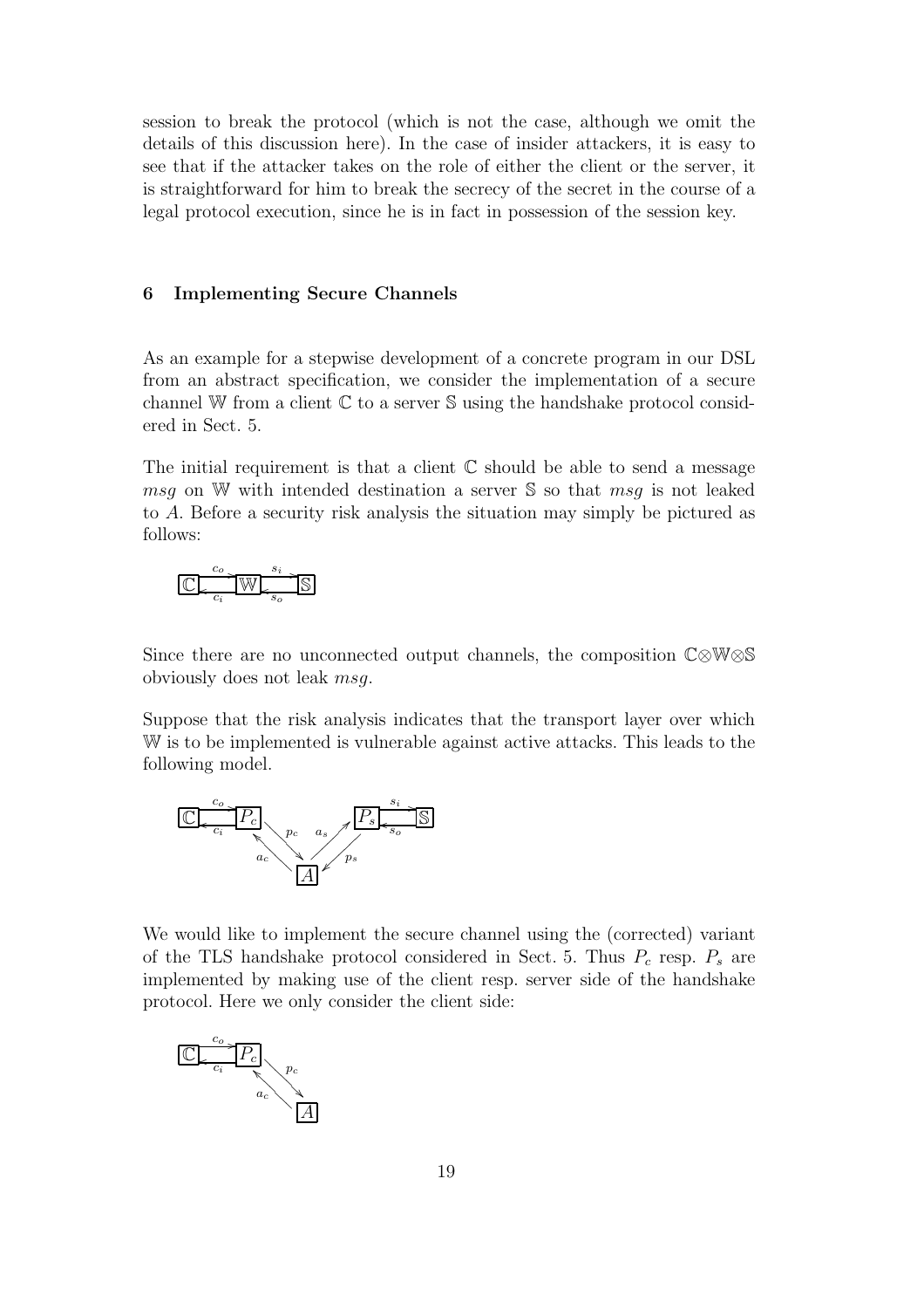session to break the protocol (which is not the case, although we omit the details of this discussion here). In the case of insider attackers, it is easy to see that if the attacker takes on the role of either the client or the server, it is straightforward for him to break the secrecy of the secret in the course of a legal protocol execution, since he is in fact in possession of the session key.

### 6 Implementing Secure Channels

As an example for a stepwise development of a concrete program in our DSL from an abstract specification, we consider the implementation of a secure channel $\mathbb{W}$ from a client $\mathbb{C}$ to a server $\mathbb{S}$ using the handshake protocol considered in Sect. 5.

The initial requirement is that a client $\mathbb{C}$ should be able to send a message *msg* on $\mathbb{W}$ with intended destination a server $\mathbb{S}$ so that *msg* is not leaked to $A$. Before a security risk analysis the situation may simply be pictured as follows:

Since there are no unconnected output channels, the composition $\mathbb{C} \otimes \mathbb{W} \otimes \mathbb{S}$ obviously does not leak *msg*.

Suppose that the risk analysis indicates that the transport layer over which $\mathbb{W}$ is to be implemented is vulnerable against active attacks. This leads to the following model.

We would like to implement the secure channel using the (corrected) variant of the TLS handshake protocol considered in Sect. 5. Thus $P_c$ resp. $P_s$ are implemented by making use of the client resp. server side of the handshake protocol. Here we only consider the client side: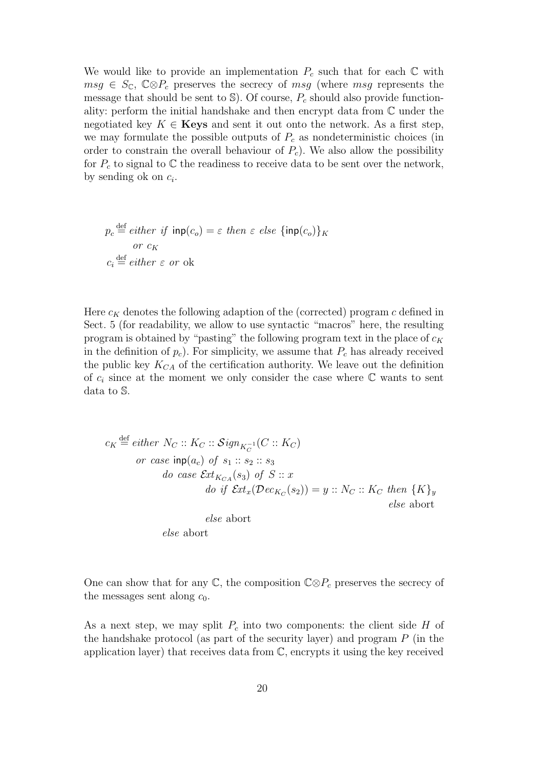We would like to provide an implementation $P_c$ such that for each $\mathbb{C}$ with $msg \in S_{\mathbb{C}}$, $\mathbb{C} \otimes P_c$ preserves the secrecy of $msg$ (where $msg$ represents the message that should be sent to $\mathbb{S}$). Of course, $P_c$ should also provide functionality: perform the initial handshake and then encrypt data from $\mathbb{C}$ under the negotiated key $K \in \mathbf{Keys}$ and sent it out onto the network. As a first step, we may formulate the possible outputs of $P_c$ as nondeterministic choices (in order to constrain the overall behaviour of $P_c$). We also allow the possibility for $P_c$ to signal to $\mathbb{C}$ the readiness to receive data to be sent over the network, by sending ok on $c_i$.

$$
\begin{aligned}
p_c &\stackrel{\text{def}}{=} \textit{either if } \mathsf{inp}(c_o) = \varepsilon \textit{ then } \varepsilon \textit{ else } \{\mathsf{inp}(c_o)\}_K \\
&\qquad \textit{or } c_K \\
c_i &\stackrel{\text{def}}{=} \textit{either } \varepsilon \textit{ or } \text{ok}
\end{aligned}
$$

Here $c_K$ denotes the following adaption of the (corrected) program $c$ defined in Sect. 5 (for readability, we allow to use syntactic "macros" here, the resulting program is obtained by "pasting" the following program text in the place of $c_K$ in the definition of $p_c$). For simplicity, we assume that $P_c$ has already received the public key $K_{CA}$ of the certification authority. We leave out the definition of $c_i$ since at the moment we only consider the case where $\mathbb{C}$ wants to sent data to $\mathbb{S}$.

$$
\begin{aligned}
c_K \stackrel{\text{def}}{=} &\textit{ either } N_C :: K_C :: \mathcal{S}ign_{K_C^{-1}}(C :: K_C) \\
&\textit{ or case } \mathsf{inp}(a_c) \textit{ of } s_1 :: s_2 :: s_3 \\
&\qquad \textit{do case } \mathcal{E}xt_{K_{CA}}(s_3) \textit{ of } S :: x \\
&\qquad\qquad \textit{do if } \mathcal{E}xt_x(\mathcal{D}ec_{K_C}(s_2)) = y :: N_C :: K_C \textit{ then } \{K\}_y \\
&\qquad\qquad\qquad \textit{else } \text{abort} \\
&\qquad\qquad \textit{else } \text{abort} \\
&\qquad \textit{else } \text{abort}
\end{aligned}
$$

One can show that for any $\mathbb{C}$, the composition $\mathbb{C} \otimes P_c$ preserves the secrecy of the messages sent along $c_0$.

As a next step, we may split $P_c$ into two components: the client side $H$ of the handshake protocol (as part of the security layer) and program $P$ (in the application layer) that receives data from $\mathbb{C}$, encrypts it using the key received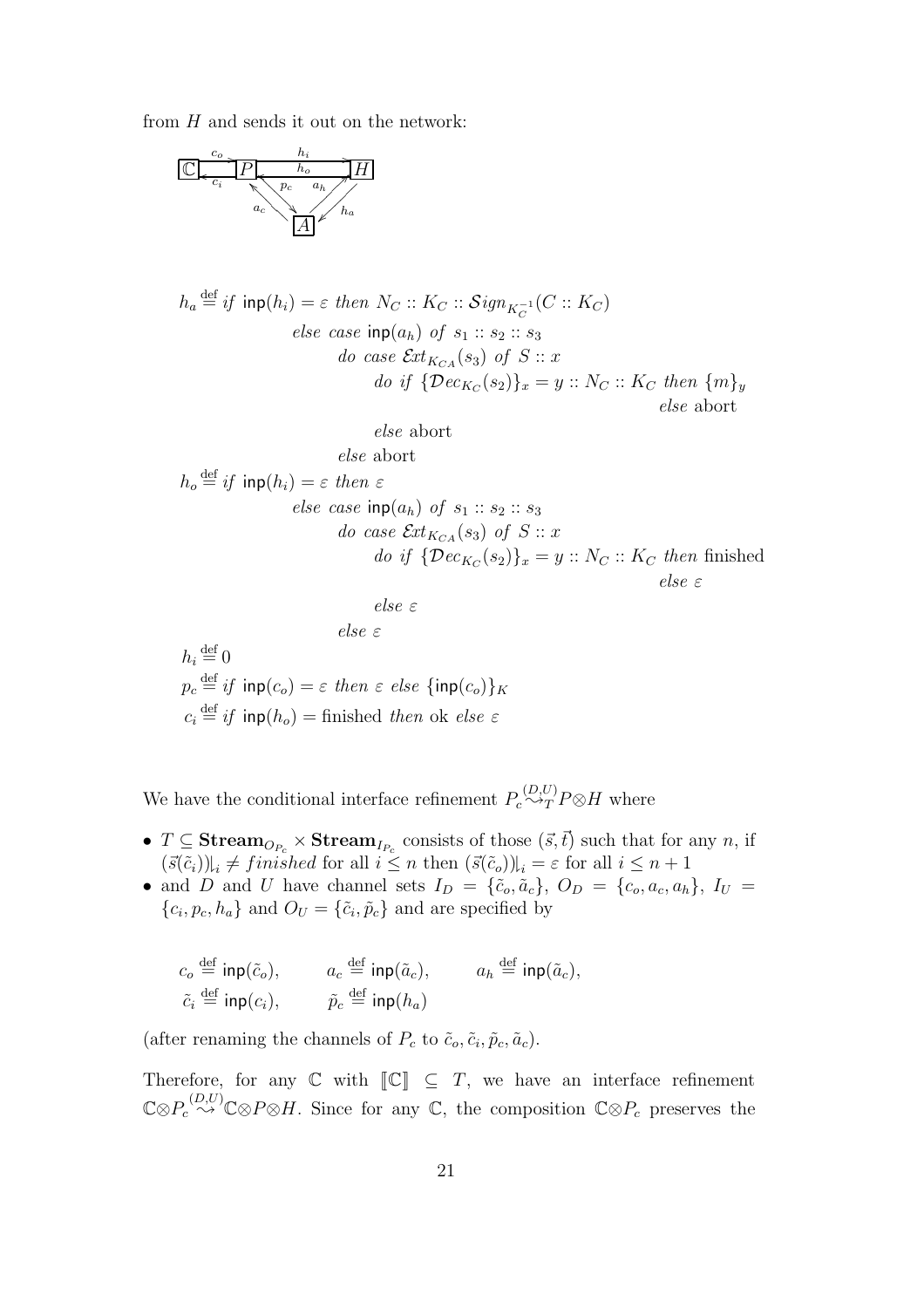from $H$ and sends it out on the network:

$$
\begin{aligned}
h_a &\stackrel{\text{def}}{=} \mathit{if}\ \mathsf{inp}(h_i) = \varepsilon\ \mathit{then}\ N_C :: K_C :: \mathcal{S}ign_{K_C^{-1}}(C :: K_C) \\
&\qquad \mathit{else\ case}\ \mathsf{inp}(a_h)\ \mathit{of}\ s_1 :: s_2 :: s_3 \\
&\qquad\qquad \mathit{do\ case}\ \mathcal{E}xt_{K_{CA}}(s_3)\ \mathit{of}\ S :: x \\
&\qquad\qquad\qquad \mathit{do\ if}\ \{\mathcal{D}ec_{K_C}(s_2)\}_x = y :: N_C :: K_C\ \mathit{then}\ \{m\}_y \\
&\qquad\qquad\qquad\qquad \mathit{else}\ \text{abort} \\
&\qquad\qquad\qquad \mathit{else}\ \text{abort} \\
&\qquad\qquad \mathit{else}\ \text{abort} \\
h_o &\stackrel{\text{def}}{=} \mathit{if}\ \mathsf{inp}(h_i) = \varepsilon\ \mathit{then}\ \varepsilon \\
&\qquad \mathit{else\ case}\ \mathsf{inp}(a_h)\ \mathit{of}\ s_1 :: s_2 :: s_3 \\
&\qquad\qquad \mathit{do\ case}\ \mathcal{E}xt_{K_{CA}}(s_3)\ \mathit{of}\ S :: x \\
&\qquad\qquad\qquad \mathit{do\ if}\ \{\mathcal{D}ec_{K_C}(s_2)\}_x = y :: N_C :: K_C\ \mathit{then}\ \text{finished} \\
&\qquad\qquad\qquad\qquad \mathit{else}\ \varepsilon \\
&\qquad\qquad\qquad \mathit{else}\ \varepsilon \\
&\qquad\qquad \mathit{else}\ \varepsilon \\
h_i &\stackrel{\text{def}}{=} 0 \\
p_c &\stackrel{\text{def}}{=} \mathit{if}\ \mathsf{inp}(c_o) = \varepsilon\ \mathit{then}\ \varepsilon\ \mathit{else}\ \{\mathsf{inp}(c_o)\}_K \\
c_i &\stackrel{\text{def}}{=} \mathit{if}\ \mathsf{inp}(h_o) = \text{finished}\ \mathit{then}\ \text{ok}\ \mathit{else}\ \varepsilon
\end{aligned}
$$

We have the conditional interface refinement $P_c \overset{(D,U)}{\rightsquigarrow}_T P \otimes H$ where

- $T \subseteq \mathbf{Stream}_{O_{P_c}} \times \mathbf{Stream}_{I_{P_c}}$ consists of those $(\vec{s}, \vec{t})$ such that for any $n$, if $(\vec{s}(\tilde{c}_i))|_i \neq \mathit{finished}$ for all $i \leq n$ then $(\vec{s}(\tilde{c}_o))|_i = \varepsilon$ for all $i \leq n+1$
- and $D$ and $U$ have channel sets $I_D = \{\tilde{c}_o, \tilde{a}_c\}$, $O_D = \{c_o, a_c, a_h\}$, $I_U = \{c_i, p_c, h_a\}$ and $O_U = \{\tilde{c}_i, \tilde{p}_c\}$ and are specified by

$$
\begin{aligned}
&c_o \stackrel{\text{def}}{=} \mathsf{inp}(\tilde{c}_o), \qquad a_c \stackrel{\text{def}}{=} \mathsf{inp}(\tilde{a}_c), \qquad a_h \stackrel{\text{def}}{=} \mathsf{inp}(\tilde{a}_c), \\
&\tilde{c}_i \stackrel{\text{def}}{=} \mathsf{inp}(c_i), \qquad \tilde{p}_c \stackrel{\text{def}}{=} \mathsf{inp}(h_a)
\end{aligned}
$$

(after renaming the channels of $P_c$ to $\tilde{c}_o, \tilde{c}_i, \tilde{p}_c, \tilde{a}_c$).

Therefore, for any $\mathbb{C}$ with $[\![\mathbb{C}]\!] \subseteq T$, we have an interface refinement $\mathbb{C} \otimes P_c \overset{(D,U)}{\rightsquigarrow} \mathbb{C} \otimes P \otimes H$. Since for any $\mathbb{C}$, the composition $\mathbb{C} \otimes P_c$ preserves the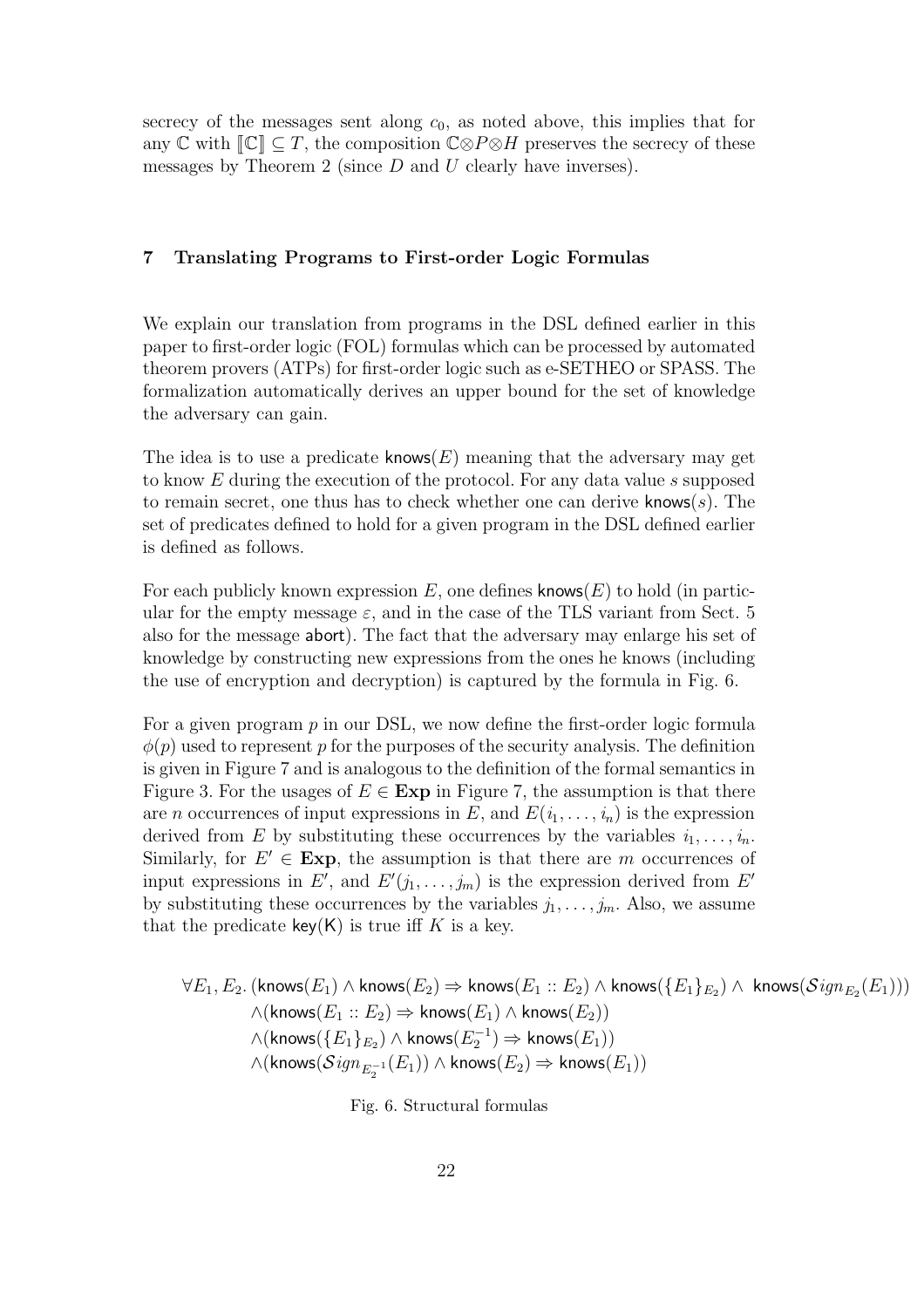secrecy of the messages sent along $c_0$, as noted above, this implies that for any $\mathbb{C}$ with $[\![\mathbb{C}]\!] \subseteq T$, the composition $\mathbb{C} \otimes P \otimes H$ preserves the secrecy of these messages by Theorem 2 (since $D$ and $U$ clearly have inverses).

## 7 Translating Programs to First-order Logic Formulas

We explain our translation from programs in the DSL defined earlier in this paper to first-order logic (FOL) formulas which can be processed by automated theorem provers (ATPs) for first-order logic such as e-SETHEO or SPASS. The formalization automatically derives an upper bound for the set of knowledge the adversary can gain.

The idea is to use a predicate $\mathsf{knows}(E)$ meaning that the adversary may get to know $E$ during the execution of the protocol. For any data value $s$ supposed to remain secret, one thus has to check whether one can derive $\mathsf{knows}(s)$. The set of predicates defined to hold for a given program in the DSL defined earlier is defined as follows.

For each publicly known expression $E$, one defines $\mathsf{knows}(E)$ to hold (in particular for the empty message $\varepsilon$, and in the case of the TLS variant from Sect. 5 also for the message $\mathsf{abort}$). The fact that the adversary may enlarge his set of knowledge by constructing new expressions from the ones he knows (including the use of encryption and decryption) is captured by the formula in Fig. 6.

For a given program $p$ in our DSL, we now define the first-order logic formula $\phi(p)$ used to represent $p$ for the purposes of the security analysis. The definition is given in Figure 7 and is analogous to the definition of the formal semantics in Figure 3. For the usages of $E \in \mathbf{Exp}$ in Figure 7, the assumption is that there are $n$ occurrences of input expressions in $E$, and $E(i_1, \ldots, i_n)$ is the expression derived from $E$ by substituting these occurrences by the variables $i_1, \ldots, i_n$. Similarly, for $E' \in \mathbf{Exp}$, the assumption is that there are $m$ occurrences of input expressions in $E'$, and $E'(j_1, \ldots, j_m)$ is the expression derived from $E'$ by substituting these occurrences by the variables $j_1, \ldots, j_m$. Also, we assume that the predicate $\mathsf{key}(\mathsf{K})$ is true iff $K$ is a key.

$$
\begin{aligned}
\forall E_1, E_2.\ & (\mathsf{knows}(E_1) \wedge \mathsf{knows}(E_2) \Rightarrow \mathsf{knows}(E_1 :: E_2) \wedge \mathsf{knows}(\{E_1\}_{E_2}) \wedge \ \mathsf{knows}(\mathcal{S}ign_{E_2}(E_1))) \\
& \wedge (\mathsf{knows}(E_1 :: E_2) \Rightarrow \mathsf{knows}(E_1) \wedge \mathsf{knows}(E_2)) \\
& \wedge (\mathsf{knows}(\{E_1\}_{E_2}) \wedge \mathsf{knows}(E_2^{-1}) \Rightarrow \mathsf{knows}(E_1)) \\
& \wedge (\mathsf{knows}(\mathcal{S}ign_{E_2^{-1}}(E_1)) \wedge \mathsf{knows}(E_2) \Rightarrow \mathsf{knows}(E_1))
\end{aligned}
$$

Fig. 6. Structural formulas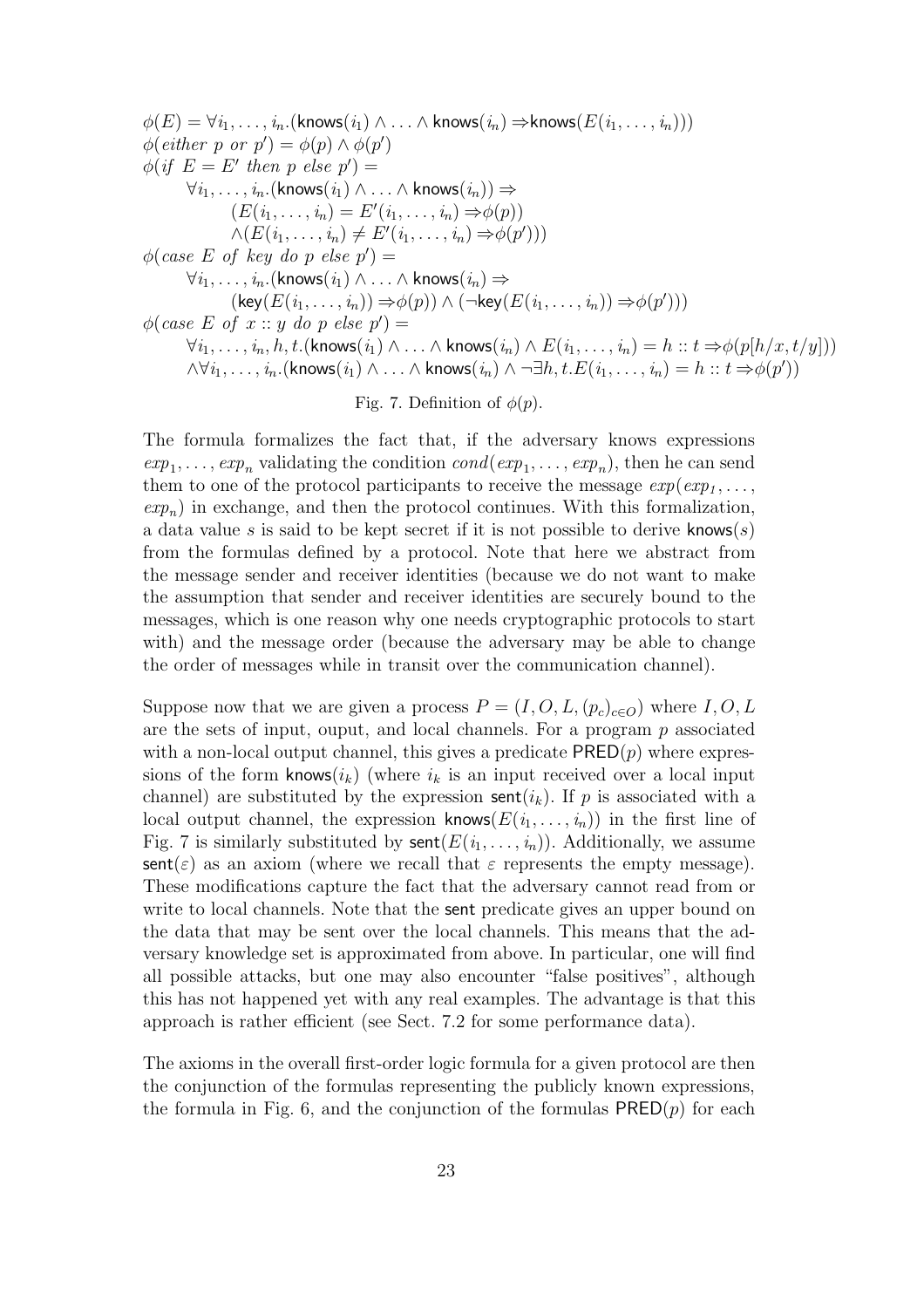$$
\begin{aligned}
&\phi(E) = \forall i_1,\ldots,i_n.(\mathsf{knows}(i_1) \wedge \ldots \wedge \mathsf{knows}(i_n) \Rightarrow \mathsf{knows}(E(i_1,\ldots,i_n)))\\
&\phi(\mathit{either}\ p\ \mathit{or}\ p') = \phi(p) \wedge \phi(p')\\
&\phi(\mathit{if}\ E = E'\ \mathit{then}\ p\ \mathit{else}\ p') =\\
&\qquad \forall i_1,\ldots,i_n.(\mathsf{knows}(i_1) \wedge \ldots \wedge \mathsf{knows}(i_n)) \Rightarrow\\
&\qquad\qquad (E(i_1,\ldots,i_n) = E'(i_1,\ldots,i_n) \Rightarrow \phi(p))\\
&\qquad\qquad \wedge (E(i_1,\ldots,i_n) \neq E'(i_1,\ldots,i_n) \Rightarrow \phi(p')))\\
&\phi(\mathit{case}\ E\ \mathit{of}\ \mathit{key}\ \mathit{do}\ p\ \mathit{else}\ p') =\\
&\qquad \forall i_1,\ldots,i_n.(\mathsf{knows}(i_1) \wedge \ldots \wedge \mathsf{knows}(i_n) \Rightarrow\\
&\qquad\qquad (\mathsf{key}(E(i_1,\ldots,i_n)) \Rightarrow \phi(p)) \wedge (\neg\mathsf{key}(E(i_1,\ldots,i_n)) \Rightarrow \phi(p')))\\
&\phi(\mathit{case}\ E\ \mathit{of}\ x :: y\ \mathit{do}\ p\ \mathit{else}\ p') =\\
&\qquad \forall i_1,\ldots,i_n,h,t.(\mathsf{knows}(i_1) \wedge \ldots \wedge \mathsf{knows}(i_n) \wedge E(i_1,\ldots,i_n) = h :: t \Rightarrow \phi(p[h/x,t/y]))\\
&\qquad \wedge \forall i_1,\ldots,i_n.(\mathsf{knows}(i_1) \wedge \ldots \wedge \mathsf{knows}(i_n) \wedge \neg\exists h,t.E(i_1,\ldots,i_n) = h :: t \Rightarrow \phi(p'))
\end{aligned}
$$

Fig. 7. Definition of $\phi(p)$.

The formula formalizes the fact that, if the adversary knows expressions $exp_1,\ldots,exp_n$ validating the condition $cond(exp_1,\ldots,exp_n)$, then he can send them to one of the protocol participants to receive the message $exp(exp_1,\ldots,exp_n)$ in exchange, and then the protocol continues. With this formalization, a data value $s$ is said to be kept secret if it is not possible to derive $\mathsf{knows}(s)$ from the formulas defined by a protocol. Note that here we abstract from the message sender and receiver identities (because we do not want to make the assumption that sender and receiver identities are securely bound to the messages, which is one reason why one needs cryptographic protocols to start with) and the message order (because the adversary may be able to change the order of messages while in transit over the communication channel).

Suppose now that we are given a process $P = (I, O, L, (p_c)_{c\in O})$ where $I, O, L$ are the sets of input, ouput, and local channels. For a program $p$ associated with a non-local output channel, this gives a predicate $\mathsf{PRED}(p)$ where expressions of the form $\mathsf{knows}(i_k)$ (where $i_k$ is an input received over a local input channel) are substituted by the expression $\mathsf{sent}(i_k)$. If $p$ is associated with a local output channel, the expression $\mathsf{knows}(E(i_1,\ldots,i_n))$ in the first line of Fig. 7 is similarly substituted by $\mathsf{sent}(E(i_1,\ldots,i_n))$. Additionally, we assume $\mathsf{sent}(\varepsilon)$ as an axiom (where we recall that $\varepsilon$ represents the empty message). These modifications capture the fact that the adversary cannot read from or write to local channels. Note that the sent predicate gives an upper bound on the data that may be sent over the local channels. This means that the adversary knowledge set is approximated from above. In particular, one will find all possible attacks, but one may also encounter "false positives", although this has not happened yet with any real examples. The advantage is that this approach is rather efficient (see Sect. 7.2 for some performance data).

The axioms in the overall first-order logic formula for a given protocol are then the conjunction of the formulas representing the publicly known expressions, the formula in Fig. 6, and the conjunction of the formulas $\mathsf{PRED}(p)$ for each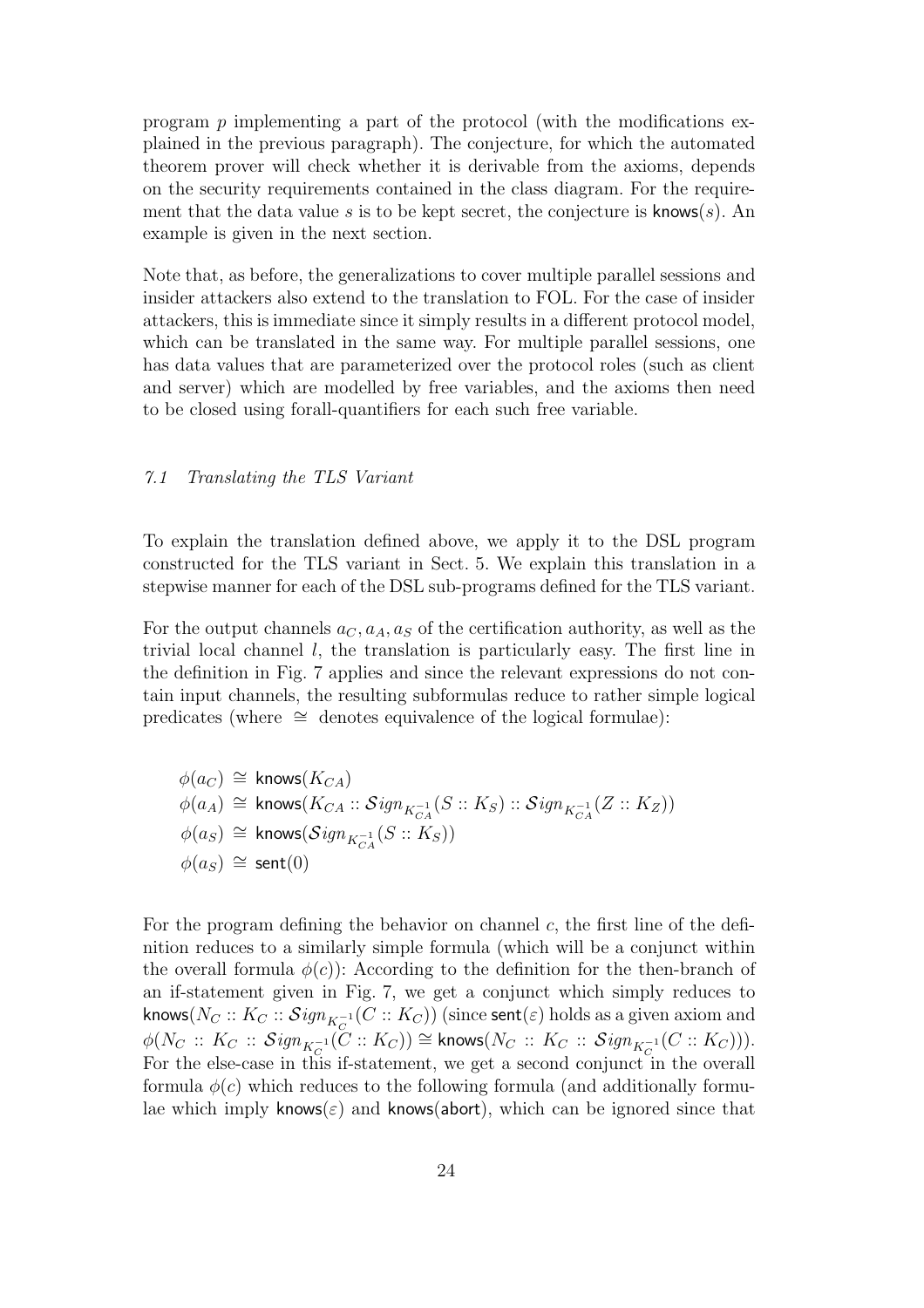program $p$ implementing a part of the protocol (with the modifications explained in the previous paragraph). The conjecture, for which the automated theorem prover will check whether it is derivable from the axioms, depends on the security requirements contained in the class diagram. For the requirement that the data value $s$ is to be kept secret, the conjecture is $\mathsf{knows}(s)$. An example is given in the next section.

Note that, as before, the generalizations to cover multiple parallel sessions and insider attackers also extend to the translation to FOL. For the case of insider attackers, this is immediate since it simply results in a different protocol model, which can be translated in the same way. For multiple parallel sessions, one has data values that are parameterized over the protocol roles (such as client and server) which are modelled by free variables, and the axioms then need to be closed using forall-quantifiers for each such free variable.

### *7.1 Translating the TLS Variant*

To explain the translation defined above, we apply it to the DSL program constructed for the TLS variant in Sect. 5. We explain this translation in a stepwise manner for each of the DSL sub-programs defined for the TLS variant.

For the output channels $a_C, a_A, a_S$ of the certification authority, as well as the trivial local channel $l$, the translation is particularly easy. The first line in the definition in Fig. 7 applies and since the relevant expressions do not contain input channels, the resulting subformulas reduce to rather simple logical predicates (where $\cong$ denotes equivalence of the logical formulae):

$$
\begin{aligned}
\phi(a_C) &\cong \mathsf{knows}(K_{CA}) \\
\phi(a_A) &\cong \mathsf{knows}(K_{CA} :: \mathcal{S}ign_{K_{CA}^{-1}}(S :: K_S) :: \mathcal{S}ign_{K_{CA}^{-1}}(Z :: K_Z)) \\
\phi(a_S) &\cong \mathsf{knows}(\mathcal{S}ign_{K_{CA}^{-1}}(S :: K_S)) \\
\phi(a_S) &\cong \mathsf{sent}(0)
\end{aligned}
$$

For the program defining the behavior on channel $c$, the first line of the definition reduces to a similarly simple formula (which will be a conjunct within the overall formula $\phi(c)$): According to the definition for the then-branch of an if-statement given in Fig. 7, we get a conjunct which simply reduces to $\mathsf{knows}(N_C :: K_C :: \mathcal{S}ign_{K_C^{-1}}(C :: K_C))$ (since $\mathsf{sent}(\varepsilon)$ holds as a given axiom and $\phi(N_C :: K_C :: \mathcal{S}ign_{K_C^{-1}}(C :: K_C)) \cong \mathsf{knows}(N_C :: K_C :: \mathcal{S}ign_{K_C^{-1}}(C :: K_C)))$. For the else-case in this if-statement, we get a second conjunct in the overall formula $\phi(c)$ which reduces to the following formula (and additionally formulae which imply $\mathsf{knows}(\varepsilon)$ and $\mathsf{knows}(\mathsf{abort})$, which can be ignored since that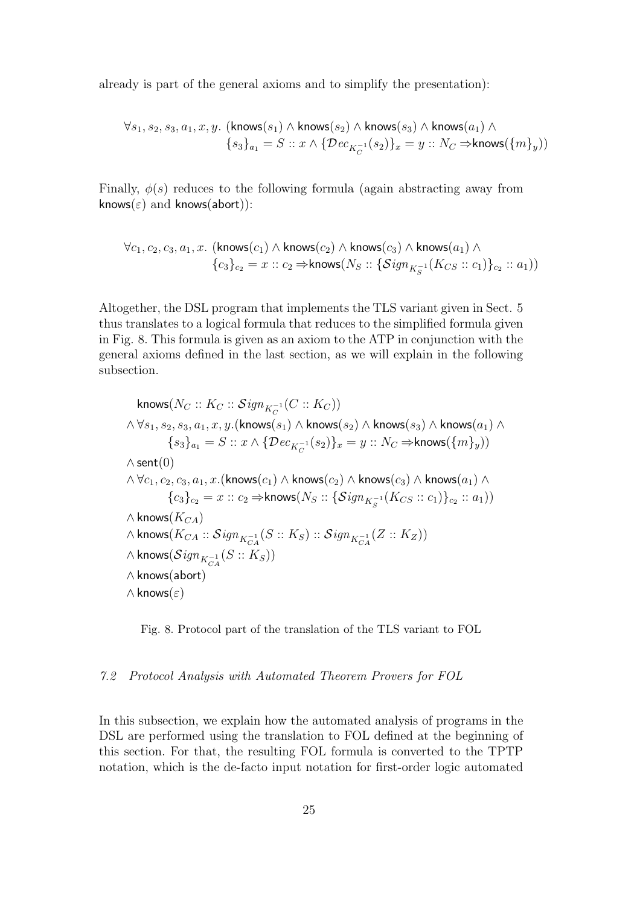already is part of the general axioms and to simplify the presentation):

$$\forall s_1, s_2, s_3, a_1, x, y.\ (\mathsf{knows}(s_1) \wedge \mathsf{knows}(s_2) \wedge \mathsf{knows}(s_3) \wedge \mathsf{knows}(a_1) \wedge \{s_3\}_{a_1} = S :: x \wedge \{\mathcal{D}ec_{K_C^{-1}}(s_2)\}_x = y :: N_C \Rightarrow \mathsf{knows}(\{m\}_y))$$

Finally, $\phi(s)$ reduces to the following formula (again abstracting away from $\mathsf{knows}(\varepsilon)$ and $\mathsf{knows}(\mathsf{abort})$):

$$\forall c_1, c_2, c_3, a_1, x.\ (\mathsf{knows}(c_1) \wedge \mathsf{knows}(c_2) \wedge \mathsf{knows}(c_3) \wedge \mathsf{knows}(a_1) \wedge \{c_3\}_{c_2} = x :: c_2 \Rightarrow \mathsf{knows}(N_S :: \{\mathcal{S}ign_{K_S^{-1}}(K_{CS} :: c_1)\}_{c_2} :: a_1))$$

Altogether, the DSL program that implements the TLS variant given in Sect. 5 thus translates to a logical formula that reduces to the simplified formula given in Fig. 8. This formula is given as an axiom to the ATP in conjunction with the general axioms defined in the last section, as we will explain in the following subsection.

$$
\begin{aligned}
&\mathsf{knows}(N_C :: K_C :: \mathcal{S}ign_{K_C^{-1}}(C :: K_C)) \\
&\wedge \forall s_1, s_2, s_3, a_1, x, y.(\mathsf{knows}(s_1) \wedge \mathsf{knows}(s_2) \wedge \mathsf{knows}(s_3) \wedge \mathsf{knows}(a_1) \wedge \\
&\qquad \{s_3\}_{a_1} = S :: x \wedge \{\mathcal{D}ec_{K_C^{-1}}(s_2)\}_x = y :: N_C \Rightarrow \mathsf{knows}(\{m\}_y)) \\
&\wedge \mathsf{sent}(0) \\
&\wedge \forall c_1, c_2, c_3, a_1, x.(\mathsf{knows}(c_1) \wedge \mathsf{knows}(c_2) \wedge \mathsf{knows}(c_3) \wedge \mathsf{knows}(a_1) \wedge \\
&\qquad \{c_3\}_{c_2} = x :: c_2 \Rightarrow \mathsf{knows}(N_S :: \{\mathcal{S}ign_{K_S^{-1}}(K_{CS} :: c_1)\}_{c_2} :: a_1)) \\
&\wedge \mathsf{knows}(K_{CA}) \\
&\wedge \mathsf{knows}(K_{CA} :: \mathcal{S}ign_{K_{CA}^{-1}}(S :: K_S) :: \mathcal{S}ign_{K_{CA}^{-1}}(Z :: K_Z)) \\
&\wedge \mathsf{knows}(\mathcal{S}ign_{K_{CA}^{-1}}(S :: K_S)) \\
&\wedge \mathsf{knows}(\mathsf{abort}) \\
&\wedge \mathsf{knows}(\varepsilon)
\end{aligned}
$$

Fig. 8. Protocol part of the translation of the TLS variant to FOL

### *7.2 Protocol Analysis with Automated Theorem Provers for FOL*

In this subsection, we explain how the automated analysis of programs in the DSL are performed using the translation to FOL defined at the beginning of this section. For that, the resulting FOL formula is converted to the TPTP notation, which is the de-facto input notation for first-order logic automated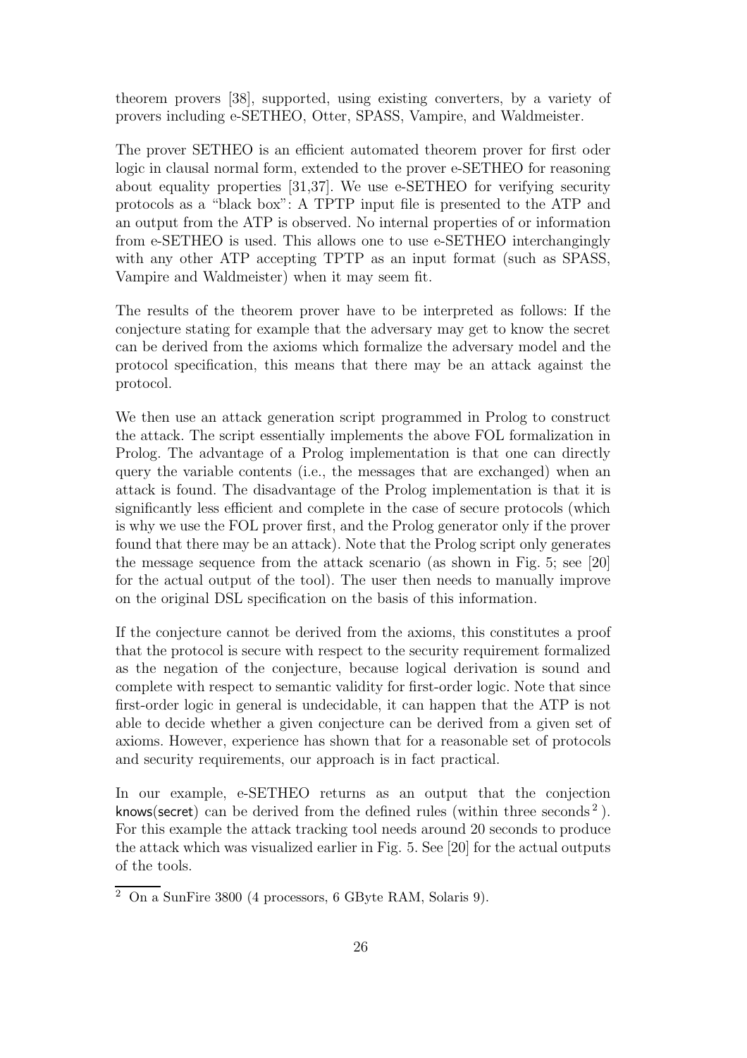theorem provers [38], supported, using existing converters, by a variety of provers including e-SETHEO, Otter, SPASS, Vampire, and Waldmeister.

The prover SETHEO is an efficient automated theorem prover for first oder logic in clausal normal form, extended to the prover e-SETHEO for reasoning about equality properties [31,37]. We use e-SETHEO for verifying security protocols as a "black box": A TPTP input file is presented to the ATP and an output from the ATP is observed. No internal properties of or information from e-SETHEO is used. This allows one to use e-SETHEO interchangingly with any other ATP accepting TPTP as an input format (such as SPASS, Vampire and Waldmeister) when it may seem fit.

The results of the theorem prover have to be interpreted as follows: If the conjecture stating for example that the adversary may get to know the secret can be derived from the axioms which formalize the adversary model and the protocol specification, this means that there may be an attack against the protocol.

We then use an attack generation script programmed in Prolog to construct the attack. The script essentially implements the above FOL formalization in Prolog. The advantage of a Prolog implementation is that one can directly query the variable contents (i.e., the messages that are exchanged) when an attack is found. The disadvantage of the Prolog implementation is that it is significantly less efficient and complete in the case of secure protocols (which is why we use the FOL prover first, and the Prolog generator only if the prover found that there may be an attack). Note that the Prolog script only generates the message sequence from the attack scenario (as shown in Fig. 5; see [20] for the actual output of the tool). The user then needs to manually improve on the original DSL specification on the basis of this information.

If the conjecture cannot be derived from the axioms, this constitutes a proof that the protocol is secure with respect to the security requirement formalized as the negation of the conjecture, because logical derivation is sound and complete with respect to semantic validity for first-order logic. Note that since first-order logic in general is undecidable, it can happen that the ATP is not able to decide whether a given conjecture can be derived from a given set of axioms. However, experience has shown that for a reasonable set of protocols and security requirements, our approach is in fact practical.

In our example, e-SETHEO returns as an output that the conjection knows(secret) can be derived from the defined rules (within three seconds [2]). For this example the attack tracking tool needs around 20 seconds to produce the attack which was visualized earlier in Fig. 5. See [20] for the actual outputs of the tools.

[2] On a SunFire 3800 (4 processors, 6 GByte RAM, Solaris 9).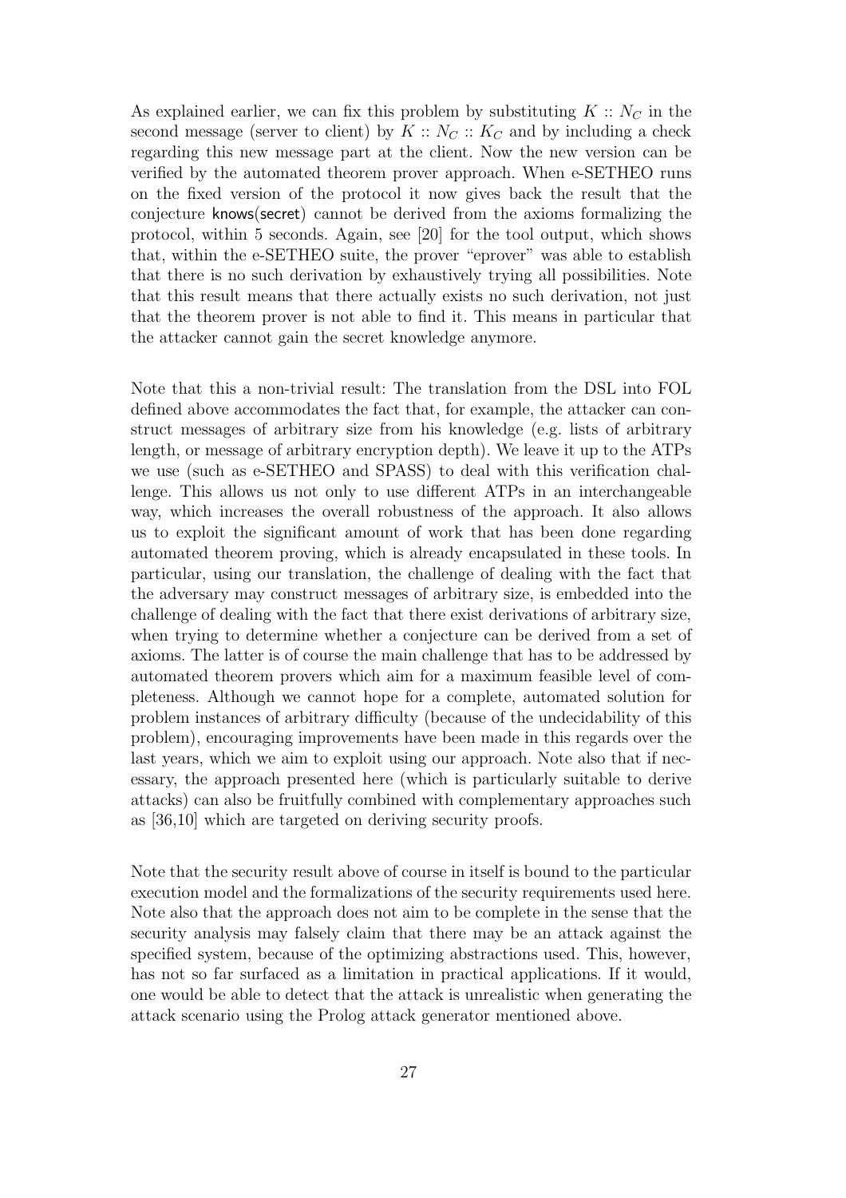As explained earlier, we can fix this problem by substituting $K :: N_C$ in the second message (server to client) by $K :: N_C :: K_C$ and by including a check regarding this new message part at the client. Now the new version can be verified by the automated theorem prover approach. When e-SETHEO runs on the fixed version of the protocol it now gives back the result that the conjecture knows(secret) cannot be derived from the axioms formalizing the protocol, within 5 seconds. Again, see [20] for the tool output, which shows that, within the e-SETHEO suite, the prover "eprover" was able to establish that there is no such derivation by exhaustively trying all possibilities. Note that this result means that there actually exists no such derivation, not just that the theorem prover is not able to find it. This means in particular that the attacker cannot gain the secret knowledge anymore.

Note that this a non-trivial result: The translation from the DSL into FOL defined above accommodates the fact that, for example, the attacker can construct messages of arbitrary size from his knowledge (e.g. lists of arbitrary length, or message of arbitrary encryption depth). We leave it up to the ATPs we use (such as e-SETHEO and SPASS) to deal with this verification challenge. This allows us not only to use different ATPs in an interchangeable way, which increases the overall robustness of the approach. It also allows us to exploit the significant amount of work that has been done regarding automated theorem proving, which is already encapsulated in these tools. In particular, using our translation, the challenge of dealing with the fact that the adversary may construct messages of arbitrary size, is embedded into the challenge of dealing with the fact that there exist derivations of arbitrary size, when trying to determine whether a conjecture can be derived from a set of axioms. The latter is of course the main challenge that has to be addressed by automated theorem provers which aim for a maximum feasible level of completeness. Although we cannot hope for a complete, automated solution for problem instances of arbitrary difficulty (because of the undecidability of this problem), encouraging improvements have been made in this regards over the last years, which we aim to exploit using our approach. Note also that if necessary, the approach presented here (which is particularly suitable to derive attacks) can also be fruitfully combined with complementary approaches such as [36,10] which are targeted on deriving security proofs.

Note that the security result above of course in itself is bound to the particular execution model and the formalizations of the security requirements used here. Note also that the approach does not aim to be complete in the sense that the security analysis may falsely claim that there may be an attack against the specified system, because of the optimizing abstractions used. This, however, has not so far surfaced as a limitation in practical applications. If it would, one would be able to detect that the attack is unrealistic when generating the attack scenario using the Prolog attack generator mentioned above.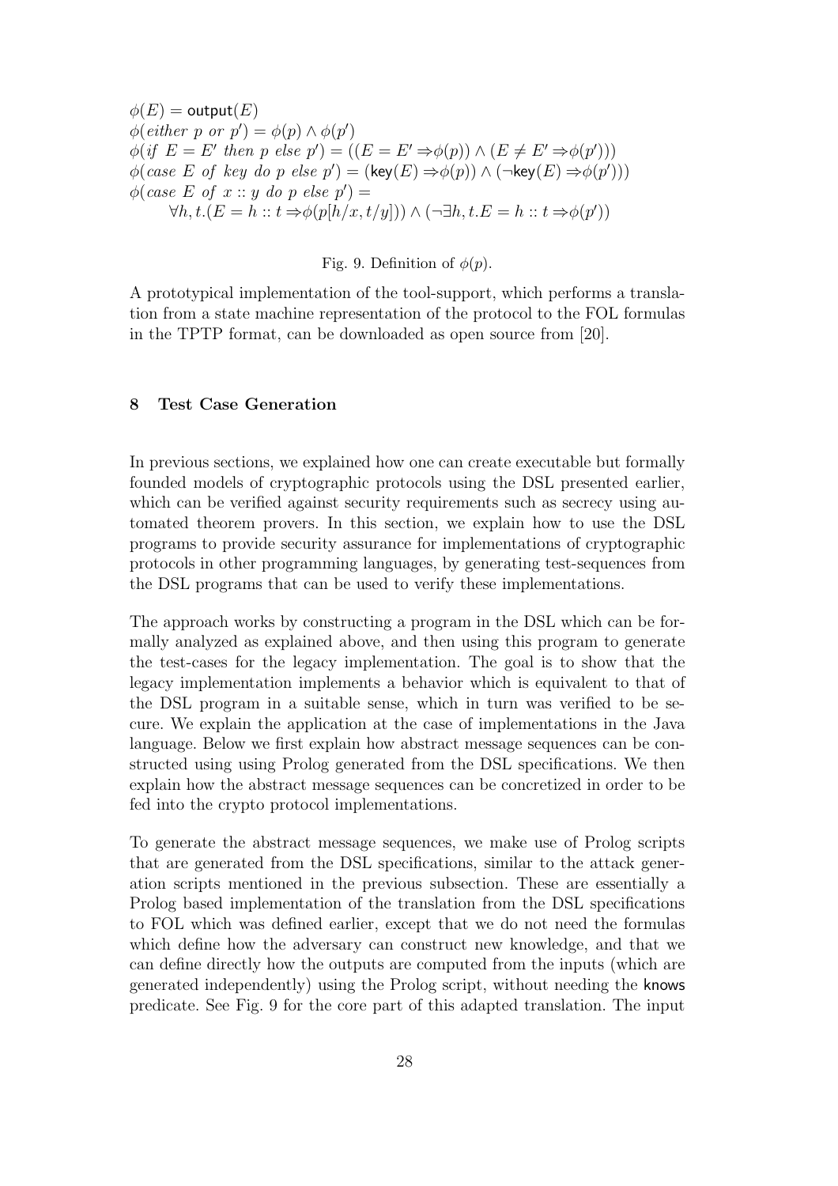$$
\begin{aligned}
&\phi(E) = \mathsf{output}(E)\\
&\phi(\mathit{either}\ p\ \mathit{or}\ p') = \phi(p) \wedge \phi(p')\\
&\phi(\mathit{if}\ E = E'\ \mathit{then}\ p\ \mathit{else}\ p') = ((E = E' \Rightarrow \phi(p)) \wedge (E \neq E' \Rightarrow \phi(p')))\\
&\phi(\mathit{case}\ E\ \mathit{of}\ \mathit{key}\ \mathit{do}\ p\ \mathit{else}\ p') = (\mathsf{key}(E) \Rightarrow \phi(p)) \wedge (\neg \mathsf{key}(E) \Rightarrow \phi(p')))\\
&\phi(\mathit{case}\ E\ \mathit{of}\ x :: y\ \mathit{do}\ p\ \mathit{else}\ p') =\\
&\qquad \forall h, t.(E = h :: t \Rightarrow \phi(p[h/x, t/y])) \wedge (\neg \exists h, t.E = h :: t \Rightarrow \phi(p'))
\end{aligned}
$$

Fig. 9. Definition of $\phi(p)$.

A prototypical implementation of the tool-support, which performs a translation from a state machine representation of the protocol to the FOL formulas in the TPTP format, can be downloaded as open source from [20].

## 8 Test Case Generation

In previous sections, we explained how one can create executable but formally founded models of cryptographic protocols using the DSL presented earlier, which can be verified against security requirements such as secrecy using automated theorem provers. In this section, we explain how to use the DSL programs to provide security assurance for implementations of cryptographic protocols in other programming languages, by generating test-sequences from the DSL programs that can be used to verify these implementations.

The approach works by constructing a program in the DSL which can be formally analyzed as explained above, and then using this program to generate the test-cases for the legacy implementation. The goal is to show that the legacy implementation implements a behavior which is equivalent to that of the DSL program in a suitable sense, which in turn was verified to be secure. We explain the application at the case of implementations in the Java language. Below we first explain how abstract message sequences can be constructed using using Prolog generated from the DSL specifications. We then explain how the abstract message sequences can be concretized in order to be fed into the crypto protocol implementations.

To generate the abstract message sequences, we make use of Prolog scripts that are generated from the DSL specifications, similar to the attack generation scripts mentioned in the previous subsection. These are essentially a Prolog based implementation of the translation from the DSL specifications to FOL which was defined earlier, except that we do not need the formulas which define how the adversary can construct new knowledge, and that we can define directly how the outputs are computed from the inputs (which are generated independently) using the Prolog script, without needing the knows predicate. See Fig. 9 for the core part of this adapted translation. The input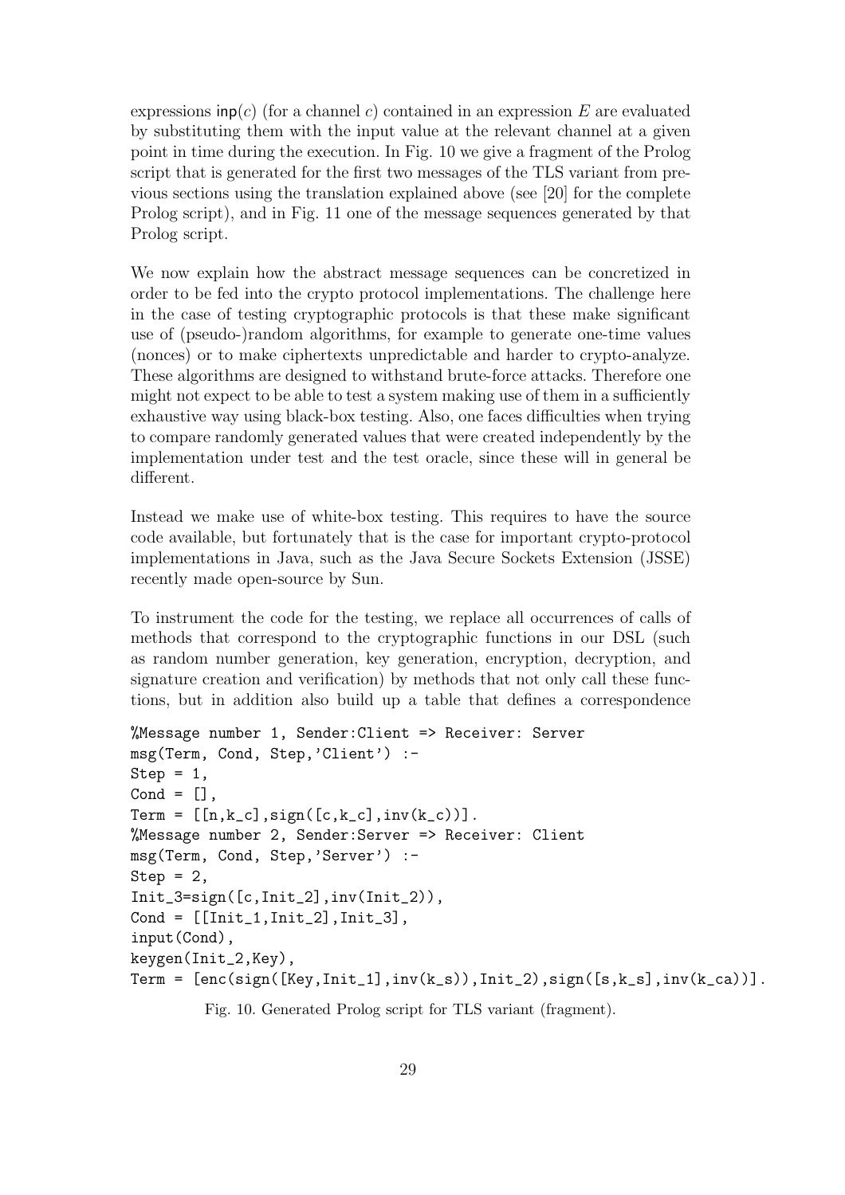expressions inp($c$) (for a channel $c$) contained in an expression $E$ are evaluated by substituting them with the input value at the relevant channel at a given point in time during the execution. In Fig. 10 we give a fragment of the Prolog script that is generated for the first two messages of the TLS variant from previous sections using the translation explained above (see [20] for the complete Prolog script), and in Fig. 11 one of the message sequences generated by that Prolog script.

We now explain how the abstract message sequences can be concretized in order to be fed into the crypto protocol implementations. The challenge here in the case of testing cryptographic protocols is that these make significant use of (pseudo-)random algorithms, for example to generate one-time values (nonces) or to make ciphertexts unpredictable and harder to crypto-analyze. These algorithms are designed to withstand brute-force attacks. Therefore one might not expect to be able to test a system making use of them in a sufficiently exhaustive way using black-box testing. Also, one faces difficulties when trying to compare randomly generated values that were created independently by the implementation under test and the test oracle, since these will in general be different.

Instead we make use of white-box testing. This requires to have the source code available, but fortunately that is the case for important crypto-protocol implementations in Java, such as the Java Secure Sockets Extension (JSSE) recently made open-source by Sun.

To instrument the code for the testing, we replace all occurrences of calls of methods that correspond to the cryptographic functions in our DSL (such as random number generation, key generation, encryption, decryption, and signature creation and verification) by methods that not only call these functions, but in addition also build up a table that defines a correspondence

```
%Message number 1, Sender:Client => Receiver: Server
msg(Term, Cond, Step,'Client') :-
Step = 1,
Cond = [],
Term = [[n,k_c],sign([c,k_c],inv(k_c))].
%Message number 2, Sender:Server => Receiver: Client
msg(Term, Cond, Step,'Server') :-
Step = 2,
Init_3=sign([c,Init_2],inv(Init_2)),
Cond = [[Init_1,Init_2],Init_3],
input(Cond),
keygen(Init_2,Key),
Term = [enc(sign([Key,Init_1],inv(k_s)),Init_2),sign([s,k_s],inv(k_ca))].
```

Fig. 10. Generated Prolog script for TLS variant (fragment).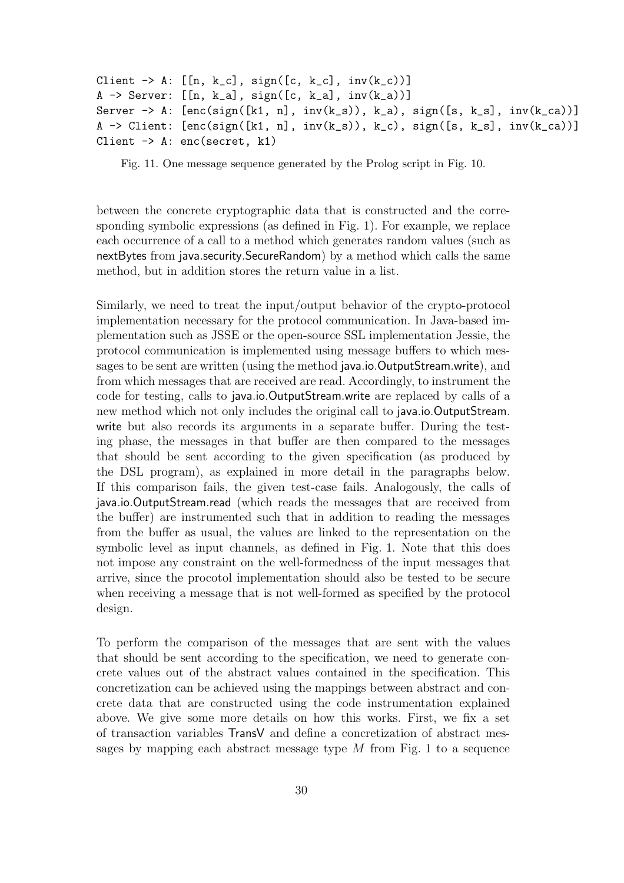```
Client -> A: [[n, k_c], sign([c, k_c], inv(k_c))]
A -> Server: [[n, k_a], sign([c, k_a], inv(k_a))]
Server -> A: [enc(sign([k1, n], inv(k_s)), k_a), sign([s, k_s], inv(k_ca))]
A -> Client: [enc(sign([k1, n], inv(k_s)), k_c), sign([s, k_s], inv(k_ca))]
Client -> A: enc(secret, k1)
```

Fig. 11. One message sequence generated by the Prolog script in Fig. 10.

between the concrete cryptographic data that is constructed and the corresponding symbolic expressions (as defined in Fig. 1). For example, we replace each occurrence of a call to a method which generates random values (such as nextBytes from java.security.SecureRandom) by a method which calls the same method, but in addition stores the return value in a list.

Similarly, we need to treat the input/output behavior of the crypto-protocol implementation necessary for the protocol communication. In Java-based implementation such as JSSE or the open-source SSL implementation Jessie, the protocol communication is implemented using message buffers to which messages to be sent are written (using the method java.io.OutputStream.write), and from which messages that are received are read. Accordingly, to instrument the code for testing, calls to java.io.OutputStream.write are replaced by calls of a new method which not only includes the original call to java.io.OutputStream.write but also records its arguments in a separate buffer. During the testing phase, the messages in that buffer are then compared to the messages that should be sent according to the given specification (as produced by the DSL program), as explained in more detail in the paragraphs below. If this comparison fails, the given test-case fails. Analogously, the calls of java.io.OutputStream.read (which reads the messages that are received from the buffer) are instrumented such that in addition to reading the messages from the buffer as usual, the values are linked to the representation on the symbolic level as input channels, as defined in Fig. 1. Note that this does not impose any constraint on the well-formedness of the input messages that arrive, since the procotol implementation should also be tested to be secure when receiving a message that is not well-formed as specified by the protocol design.

To perform the comparison of the messages that are sent with the values that should be sent according to the specification, we need to generate concrete values out of the abstract values contained in the specification. This concretization can be achieved using the mappings between abstract and concrete data that are constructed using the code instrumentation explained above. We give some more details on how this works. First, we fix a set of transaction variables TransV and define a concretization of abstract messages by mapping each abstract message type $M$ from Fig. 1 to a sequence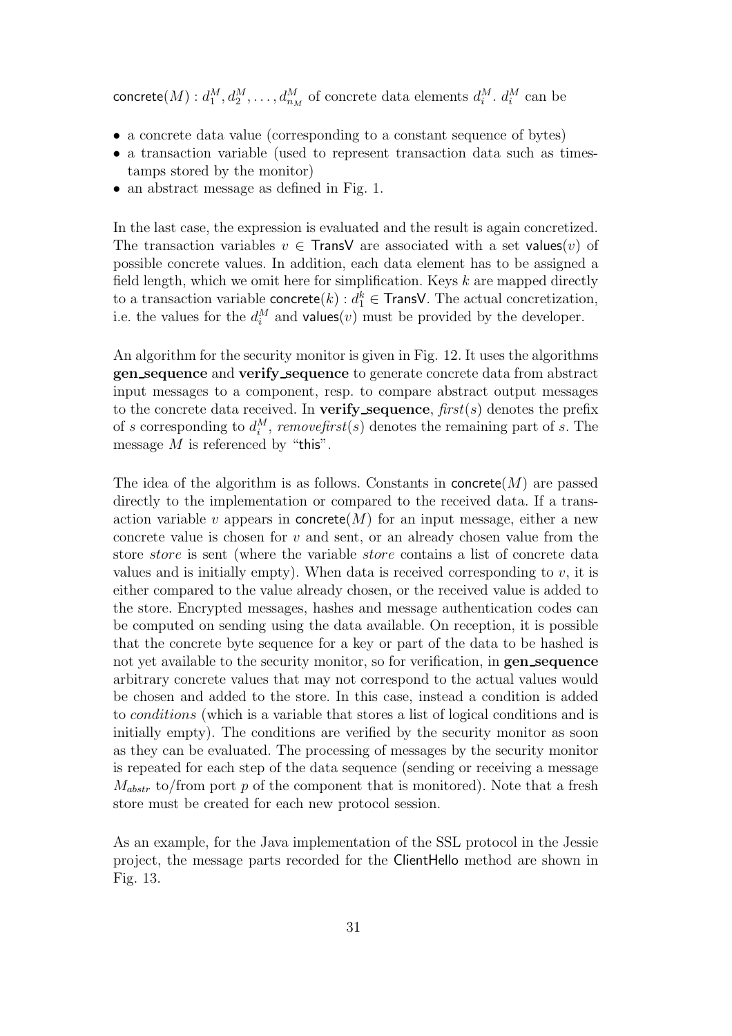$\mathsf{concrete}(M) : d_1^M, d_2^M, \ldots, d_{n_M}^M$ of concrete data elements $d_i^M$. $d_i^M$ can be

- a concrete data value (corresponding to a constant sequence of bytes)
- a transaction variable (used to represent transaction data such as timestamps stored by the monitor)
- an abstract message as defined in Fig. 1.

In the last case, the expression is evaluated and the result is again concretized. The transaction variables $v \in \mathsf{TransV}$ are associated with a set $\mathsf{values}(v)$ of possible concrete values. In addition, each data element has to be assigned a field length, which we omit here for simplification. Keys $k$ are mapped directly to a transaction variable $\mathsf{concrete}(k) : d_1^k \in \mathsf{TransV}$. The actual concretization, i.e. the values for the $d_i^M$ and $\mathsf{values}(v)$ must be provided by the developer.

An algorithm for the security monitor is given in Fig. 12. It uses the algorithms **gen_sequence** and **verify_sequence** to generate concrete data from abstract input messages to a component, resp. to compare abstract output messages to the concrete data received. In **verify_sequence**, *first*$(s)$ denotes the prefix of $s$ corresponding to $d_i^M$, *removefirst*$(s)$ denotes the remaining part of $s$. The message $M$ is referenced by "this".

The idea of the algorithm is as follows. Constants in $\mathsf{concrete}(M)$ are passed directly to the implementation or compared to the received data. If a transaction variable $v$ appears in $\mathsf{concrete}(M)$ for an input message, either a new concrete value is chosen for $v$ and sent, or an already chosen value from the store *store* is sent (where the variable *store* contains a list of concrete data values and is initially empty). When data is received corresponding to $v$, it is either compared to the value already chosen, or the received value is added to the store. Encrypted messages, hashes and message authentication codes can be computed on sending using the data available. On reception, it is possible that the concrete byte sequence for a key or part of the data to be hashed is not yet available to the security monitor, so for verification, in **gen_sequence** arbitrary concrete values that may not correspond to the actual values would be chosen and added to the store. In this case, instead a condition is added to *conditions* (which is a variable that stores a list of logical conditions and is initially empty). The conditions are verified by the security monitor as soon as they can be evaluated. The processing of messages by the security monitor is repeated for each step of the data sequence (sending or receiving a message $M_{abstr}$ to/from port $p$ of the component that is monitored). Note that a fresh store must be created for each new protocol session.

As an example, for the Java implementation of the SSL protocol in the Jessie project, the message parts recorded for the ClientHello method are shown in Fig. 13.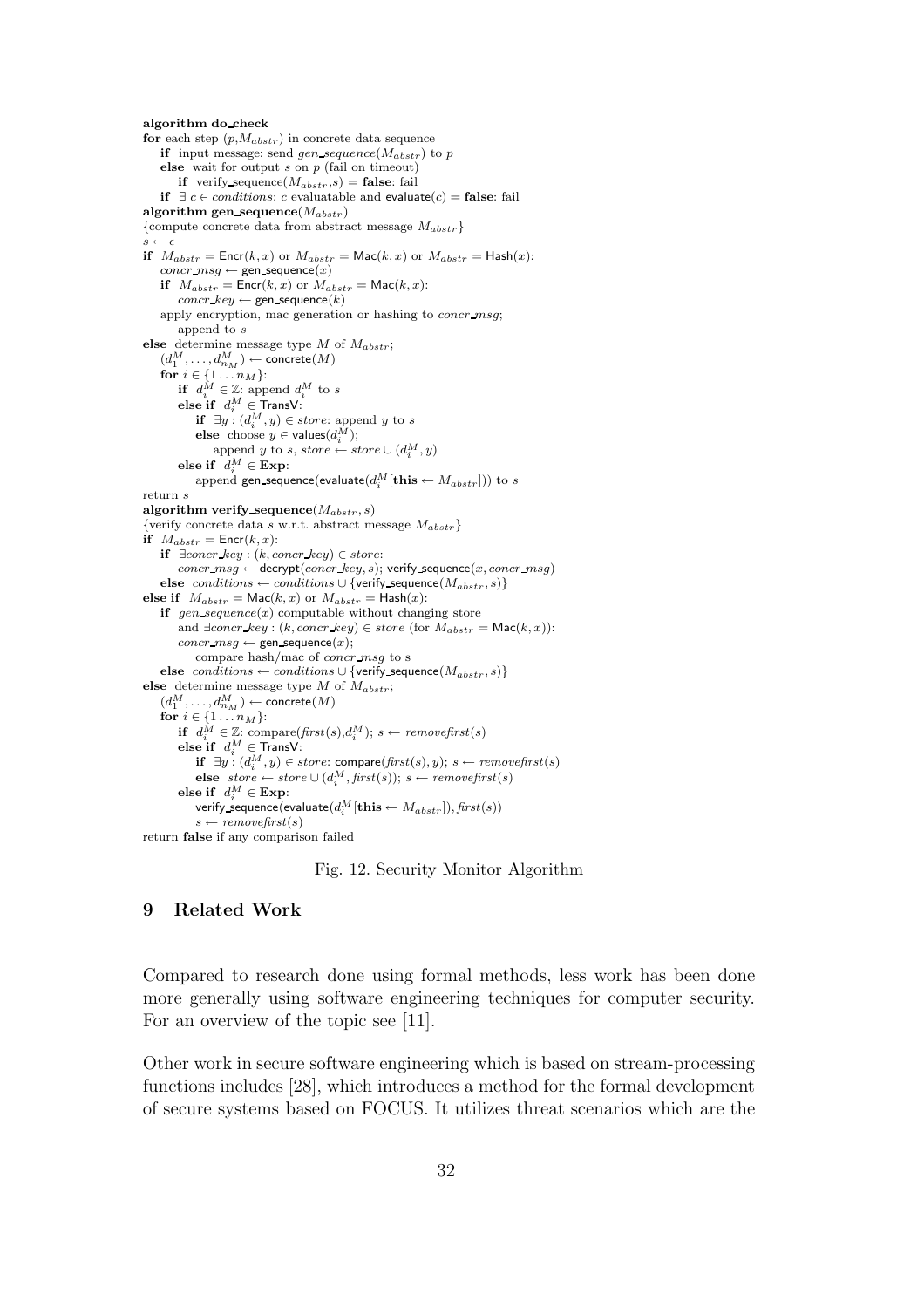**algorithm do_check**
**for** each step $(p,M_{abstr})$ in concrete data sequence
  **if** input message: send $gen\_sequence(M_{abstr})$ to $p$
  **else** wait for output $s$ on $p$ (fail on timeout)
    **if** verify_sequence$(M_{abstr},s)$ = **false**: fail
  **if** $\exists\ c \in conditions$: $c$ evaluatable and evaluate$(c)$ = **false**: fail
**algorithm gen_sequence**$(M_{abstr})$
{compute concrete data from abstract message $M_{abstr}$}
$s \leftarrow \epsilon$
**if** $M_{abstr} = \mathsf{Encr}(k,x)$ or $M_{abstr} = \mathsf{Mac}(k,x)$ or $M_{abstr} = \mathsf{Hash}(x)$:
  $concr\_msg \leftarrow$ gen_sequence$(x)$
  **if** $M_{abstr} = \mathsf{Encr}(k,x)$ or $M_{abstr} = \mathsf{Mac}(k,x)$:
    $concr\_key \leftarrow$ gen_sequence$(k)$
  apply encryption, mac generation or hashing to $concr\_msg$;
    append to $s$
**else** determine message type $M$ of $M_{abstr}$;
  $(d_1^M,\dots,d_{n_M}^M) \leftarrow$ concrete$(M)$
  **for** $i \in \{1\dots n_M\}$:
    **if** $d_i^M \in \mathbb{Z}$: append $d_i^M$ to $s$
    **else if** $d_i^M \in$ TransV:
      **if** $\exists y : (d_i^M, y) \in store$: append $y$ to $s$
      **else** choose $y \in$ values$(d_i^M)$;
        append $y$ to $s$, $store \leftarrow store \cup (d_i^M, y)$
    **else if** $d_i^M \in$ **Exp**:
      append gen_sequence(evaluate$(d_i^M[$**this** $\leftarrow M_{abstr}])$) to $s$
return $s$
**algorithm verify_sequence**$(M_{abstr},s)$
{verify concrete data $s$ w.r.t. abstract message $M_{abstr}$}
**if** $M_{abstr} = \mathsf{Encr}(k,x)$:
  **if** $\exists concr\_key : (k, concr\_key) \in store$:
    $concr\_msg \leftarrow$ decrypt$(concr\_key, s)$; verify_sequence$(x, concr\_msg)$
  **else** $conditions \leftarrow conditions \cup \{$verify_sequence$(M_{abstr},s)\}$
**else if** $M_{abstr} = \mathsf{Mac}(k,x)$ or $M_{abstr} = \mathsf{Hash}(x)$:
  **if** $gen\_sequence(x)$ computable without changing store
    and $\exists concr\_key : (k, concr\_key) \in store$ (for $M_{abstr} = \mathsf{Mac}(k,x)$):
    $concr\_msg \leftarrow$ gen_sequence$(x)$;
      compare hash/mac of $concr\_msg$ to s
  **else** $conditions \leftarrow conditions \cup \{$verify_sequence$(M_{abstr},s)\}$
**else** determine message type $M$ of $M_{abstr}$;
  $(d_1^M,\dots,d_{n_M}^M) \leftarrow$ concrete$(M)$
  **for** $i \in \{1\dots n_M\}$:
    **if** $d_i^M \in \mathbb{Z}$: compare$(first(s),d_i^M)$; $s \leftarrow removefirst(s)$
    **else if** $d_i^M \in$ TransV:
      **if** $\exists y : (d_i^M, y) \in store$: compare$(first(s), y)$; $s \leftarrow removefirst(s)$
      **else** $store \leftarrow store \cup (d_i^M, first(s))$; $s \leftarrow removefirst(s)$
    **else if** $d_i^M \in$ **Exp**:
      verify_sequence(evaluate$(d_i^M[$**this** $\leftarrow M_{abstr}]), first(s)$)
      $s \leftarrow removefirst(s)$
return **false** if any comparison failed

Fig. 12. Security Monitor Algorithm

## 9 Related Work

Compared to research done using formal methods, less work has been done more generally using software engineering techniques for computer security. For an overview of the topic see [11].

Other work in secure software engineering which is based on stream-processing functions includes [28], which introduces a method for the formal development of secure systems based on FOCUS. It utilizes threat scenarios which are the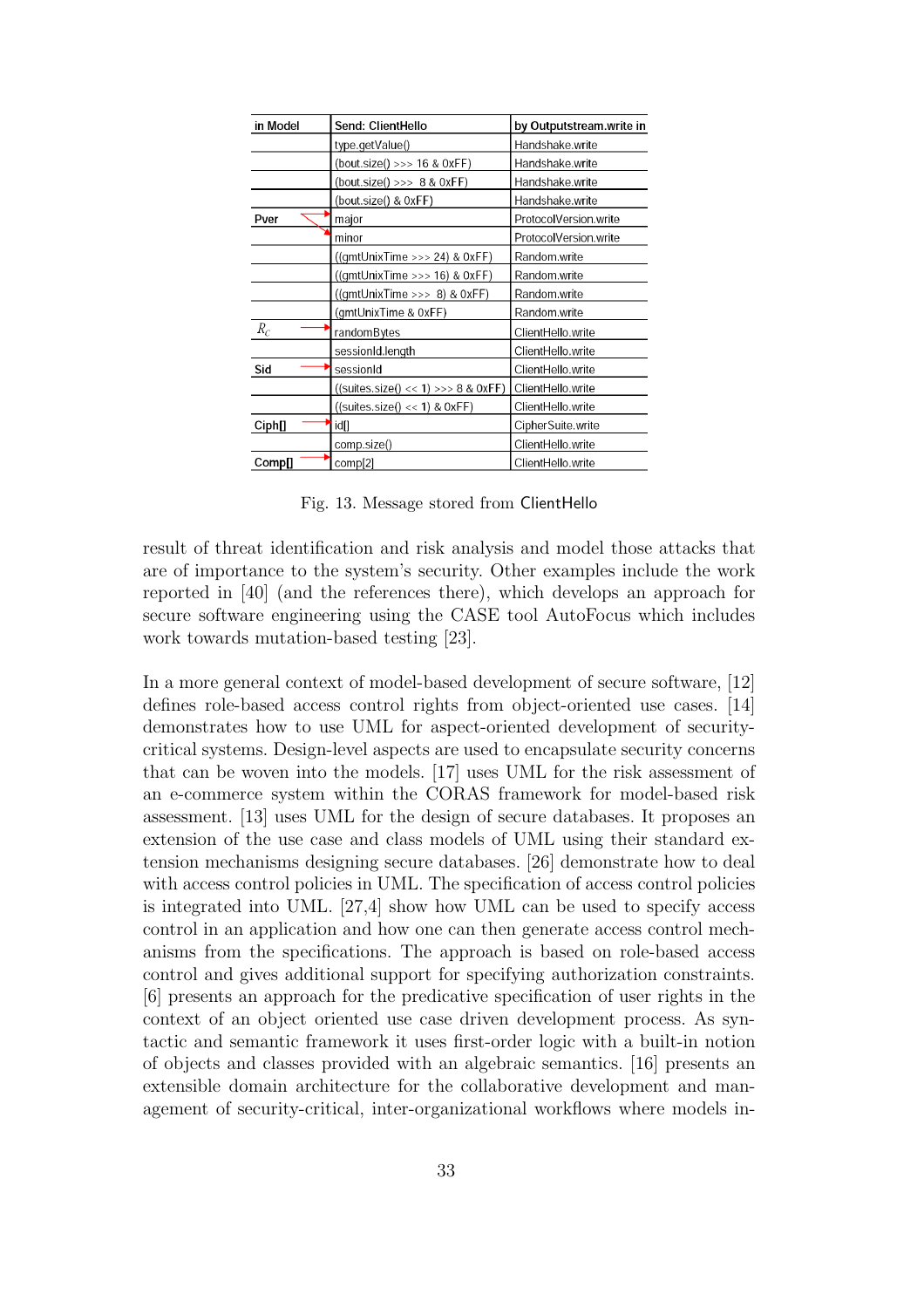| in Model | Send: ClientHello | by Outputstream.write in |
|---|---|---|
| | type.getValue() | Handshake.write |
| | (bout.size() >>> 16 & 0xFF) | Handshake.write |
| | (bout.size() >>> 8 & 0xFF) | Handshake.write |
| | (bout.size() & 0xFF) | Handshake.write |
| Pver | major | ProtocolVersion.write |
| | minor | ProtocolVersion.write |
| | ((gmtUnixTime >>> 24) & 0xFF) | Random.write |
| | ((gmtUnixTime >>> 16) & 0xFF) | Random.write |
| | ((gmtUnixTime >>> 8) & 0xFF) | Random.write |
| | (gmtUnixTime & 0xFF) | Random.write |
| $R_C$ | randomBytes | ClientHello.write |
| | sessionId.length | ClientHello.write |
| Sid | sessionId | ClientHello.write |
| | ((suites.size() << 1) >>> 8 & 0xFF) | ClientHello.write |
| | ((suites.size() << 1) & 0xFF) | ClientHello.write |
| Ciph[] | id[] | CipherSuite.write |
| | comp.size() | ClientHello.write |
| Comp[] | comp[2] | ClientHello.write |

Fig. 13. Message stored from ClientHello

result of threat identification and risk analysis and model those attacks that are of importance to the system's security. Other examples include the work reported in [40] (and the references there), which develops an approach for secure software engineering using the CASE tool AutoFocus which includes work towards mutation-based testing [23].

In a more general context of model-based development of secure software, [12] defines role-based access control rights from object-oriented use cases. [14] demonstrates how to use UML for aspect-oriented development of security-critical systems. Design-level aspects are used to encapsulate security concerns that can be woven into the models. [17] uses UML for the risk assessment of an e-commerce system within the CORAS framework for model-based risk assessment. [13] uses UML for the design of secure databases. It proposes an extension of the use case and class models of UML using their standard extension mechanisms designing secure databases. [26] demonstrate how to deal with access control policies in UML. The specification of access control policies is integrated into UML. [27,4] show how UML can be used to specify access control in an application and how one can then generate access control mechanisms from the specifications. The approach is based on role-based access control and gives additional support for specifying authorization constraints. [6] presents an approach for the predicative specification of user rights in the context of an object oriented use case driven development process. As syntactic and semantic framework it uses first-order logic with a built-in notion of objects and classes provided with an algebraic semantics. [16] presents an extensible domain architecture for the collaborative development and management of security-critical, inter-organizational workflows where models in-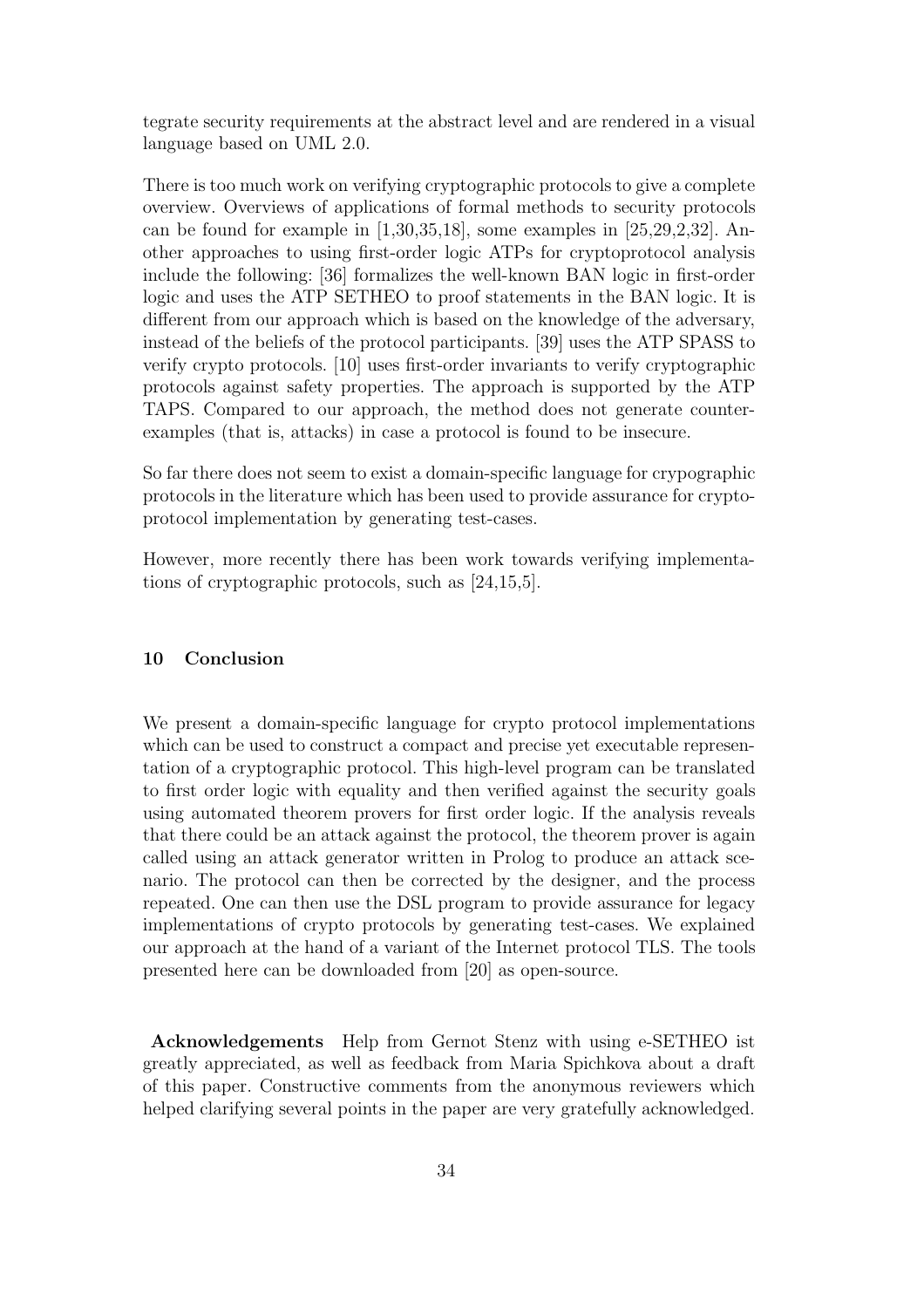tegrate security requirements at the abstract level and are rendered in a visual language based on UML 2.0.

There is too much work on verifying cryptographic protocols to give a complete overview. Overviews of applications of formal methods to security protocols can be found for example in [1,30,35,18], some examples in [25,29,2,32]. Another approaches to using first-order logic ATPs for cryptoprotocol analysis include the following: [36] formalizes the well-known BAN logic in first-order logic and uses the ATP SETHEO to proof statements in the BAN logic. It is different from our approach which is based on the knowledge of the adversary, instead of the beliefs of the protocol participants. [39] uses the ATP SPASS to verify crypto protocols. [10] uses first-order invariants to verify cryptographic protocols against safety properties. The approach is supported by the ATP TAPS. Compared to our approach, the method does not generate counterexamples (that is, attacks) in case a protocol is found to be insecure.

So far there does not seem to exist a domain-specific language for crypographic protocols in the literature which has been used to provide assurance for cryptoprotocol implementation by generating test-cases.

However, more recently there has been work towards verifying implementations of cryptographic protocols, such as [24,15,5].

## 10 Conclusion

We present a domain-specific language for crypto protocol implementations which can be used to construct a compact and precise yet executable representation of a cryptographic protocol. This high-level program can be translated to first order logic with equality and then verified against the security goals using automated theorem provers for first order logic. If the analysis reveals that there could be an attack against the protocol, the theorem prover is again called using an attack generator written in Prolog to produce an attack scenario. The protocol can then be corrected by the designer, and the process repeated. One can then use the DSL program to provide assurance for legacy implementations of crypto protocols by generating test-cases. We explained our approach at the hand of a variant of the Internet protocol TLS. The tools presented here can be downloaded from [20] as open-source.

**Acknowledgements** Help from Gernot Stenz with using e-SETHEO ist greatly appreciated, as well as feedback from Maria Spichkova about a draft of this paper. Constructive comments from the anonymous reviewers which helped clarifying several points in the paper are very gratefully acknowledged.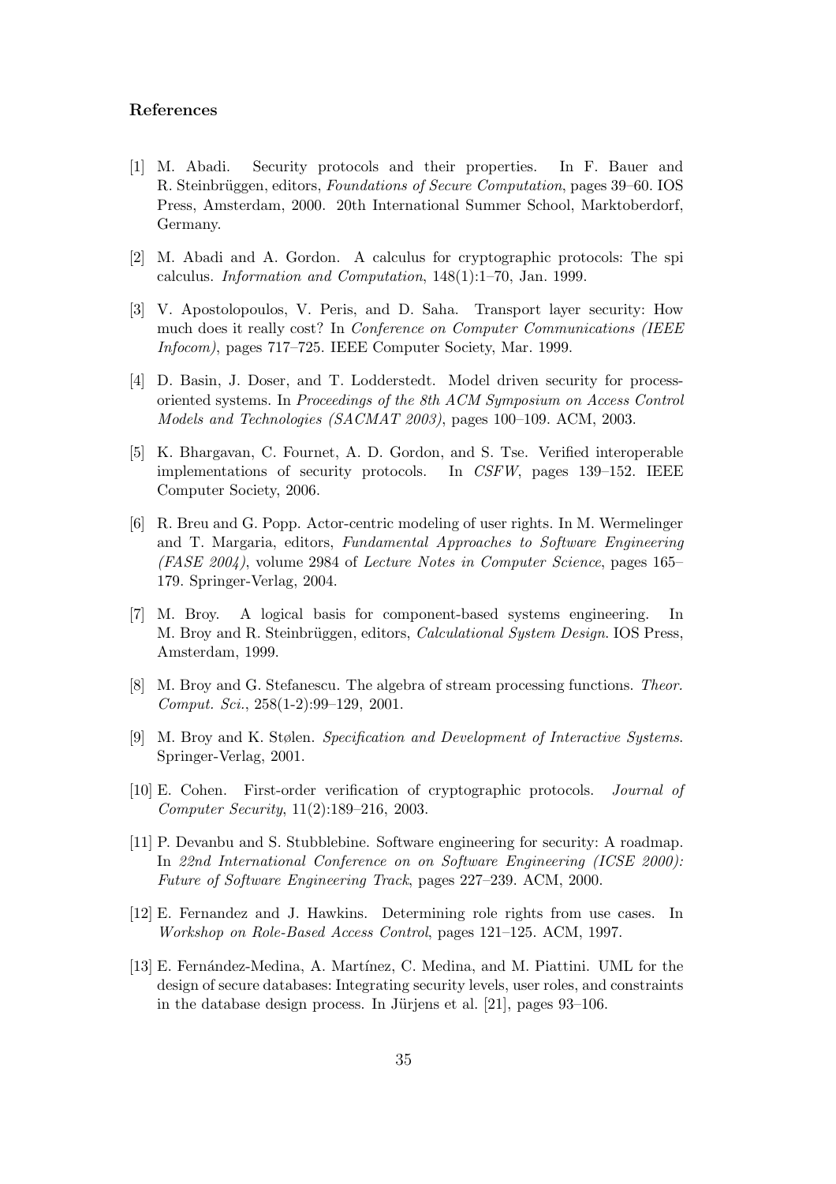## References

[1] M. Abadi. Security protocols and their properties. In F. Bauer and R. Steinbrüggen, editors, *Foundations of Secure Computation*, pages 39–60. IOS Press, Amsterdam, 2000. 20th International Summer School, Marktoberdorf, Germany.

[2] M. Abadi and A. Gordon. A calculus for cryptographic protocols: The spi calculus. *Information and Computation*, 148(1):1–70, Jan. 1999.

[3] V. Apostolopoulos, V. Peris, and D. Saha. Transport layer security: How much does it really cost? In *Conference on Computer Communications (IEEE Infocom)*, pages 717–725. IEEE Computer Society, Mar. 1999.

[4] D. Basin, J. Doser, and T. Lodderstedt. Model driven security for process-oriented systems. In *Proceedings of the 8th ACM Symposium on Access Control Models and Technologies (SACMAT 2003)*, pages 100–109. ACM, 2003.

[5] K. Bhargavan, C. Fournet, A. D. Gordon, and S. Tse. Verified interoperable implementations of security protocols. In *CSFW*, pages 139–152. IEEE Computer Society, 2006.

[6] R. Breu and G. Popp. Actor-centric modeling of user rights. In M. Wermelinger and T. Margaria, editors, *Fundamental Approaches to Software Engineering (FASE 2004)*, volume 2984 of *Lecture Notes in Computer Science*, pages 165–179. Springer-Verlag, 2004.

[7] M. Broy. A logical basis for component-based systems engineering. In M. Broy and R. Steinbrüggen, editors, *Calculational System Design*. IOS Press, Amsterdam, 1999.

[8] M. Broy and G. Stefanescu. The algebra of stream processing functions. *Theor. Comput. Sci.*, 258(1-2):99–129, 2001.

[9] M. Broy and K. Stølen. *Specification and Development of Interactive Systems*. Springer-Verlag, 2001.

[10] E. Cohen. First-order verification of cryptographic protocols. *Journal of Computer Security*, 11(2):189–216, 2003.

[11] P. Devanbu and S. Stubblebine. Software engineering for security: A roadmap. In *22nd International Conference on on Software Engineering (ICSE 2000): Future of Software Engineering Track*, pages 227–239. ACM, 2000.

[12] E. Fernandez and J. Hawkins. Determining role rights from use cases. In *Workshop on Role-Based Access Control*, pages 121–125. ACM, 1997.

[13] E. Fernández-Medina, A. Martínez, C. Medina, and M. Piattini. UML for the design of secure databases: Integrating security levels, user roles, and constraints in the database design process. In Jürjens et al. [21], pages 93–106.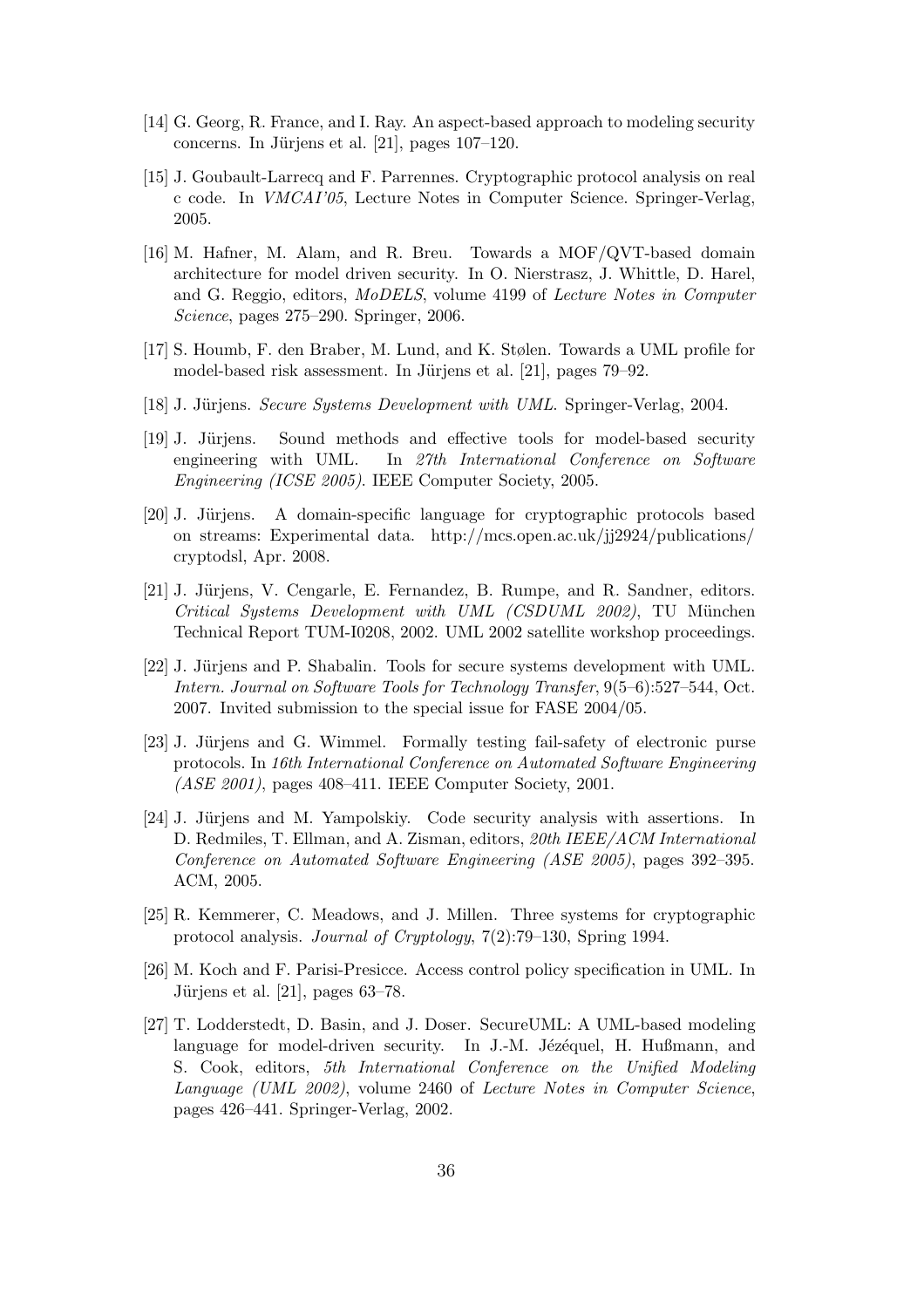[14] G. Georg, R. France, and I. Ray. An aspect-based approach to modeling security concerns. In Jürjens et al. [21], pages 107–120.

[15] J. Goubault-Larrecq and F. Parrennes. Cryptographic protocol analysis on real c code. In *VMCAI'05*, Lecture Notes in Computer Science. Springer-Verlag, 2005.

[16] M. Hafner, M. Alam, and R. Breu. Towards a MOF/QVT-based domain architecture for model driven security. In O. Nierstrasz, J. Whittle, D. Harel, and G. Reggio, editors, *MoDELS*, volume 4199 of *Lecture Notes in Computer Science*, pages 275–290. Springer, 2006.

[17] S. Houmb, F. den Braber, M. Lund, and K. Stølen. Towards a UML profile for model-based risk assessment. In Jürjens et al. [21], pages 79–92.

[18] J. Jürjens. *Secure Systems Development with UML*. Springer-Verlag, 2004.

[19] J. Jürjens. Sound methods and effective tools for model-based security engineering with UML. In *27th International Conference on Software Engineering (ICSE 2005)*. IEEE Computer Society, 2005.

[20] J. Jürjens. A domain-specific language for cryptographic protocols based on streams: Experimental data. http://mcs.open.ac.uk/jj2924/publications/cryptodsl, Apr. 2008.

[21] J. Jürjens, V. Cengarle, E. Fernandez, B. Rumpe, and R. Sandner, editors. *Critical Systems Development with UML (CSDUML 2002)*, TU München Technical Report TUM-I0208, 2002. UML 2002 satellite workshop proceedings.

[22] J. Jürjens and P. Shabalin. Tools for secure systems development with UML. *Intern. Journal on Software Tools for Technology Transfer*, 9(5–6):527–544, Oct. 2007. Invited submission to the special issue for FASE 2004/05.

[23] J. Jürjens and G. Wimmel. Formally testing fail-safety of electronic purse protocols. In *16th International Conference on Automated Software Engineering (ASE 2001)*, pages 408–411. IEEE Computer Society, 2001.

[24] J. Jürjens and M. Yampolskiy. Code security analysis with assertions. In D. Redmiles, T. Ellman, and A. Zisman, editors, *20th IEEE/ACM International Conference on Automated Software Engineering (ASE 2005)*, pages 392–395. ACM, 2005.

[25] R. Kemmerer, C. Meadows, and J. Millen. Three systems for cryptographic protocol analysis. *Journal of Cryptology*, 7(2):79–130, Spring 1994.

[26] M. Koch and F. Parisi-Presicce. Access control policy specification in UML. In Jürjens et al. [21], pages 63–78.

[27] T. Lodderstedt, D. Basin, and J. Doser. SecureUML: A UML-based modeling language for model-driven security. In J.-M. Jézéquel, H. Hußmann, and S. Cook, editors, *5th International Conference on the Unified Modeling Language (UML 2002)*, volume 2460 of *Lecture Notes in Computer Science*, pages 426–441. Springer-Verlag, 2002.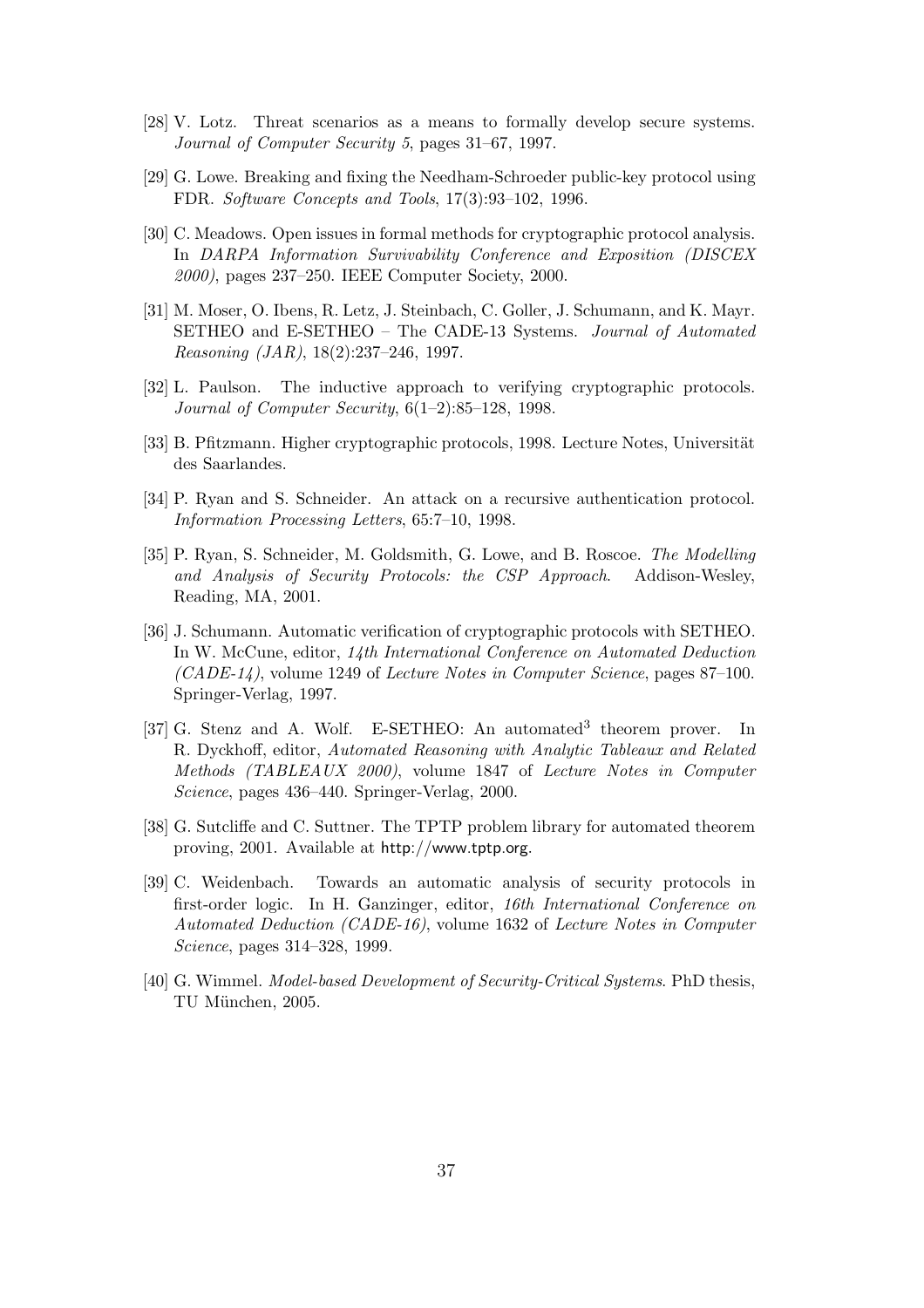[28] V. Lotz. Threat scenarios as a means to formally develop secure systems. *Journal of Computer Security 5*, pages 31–67, 1997.

[29] G. Lowe. Breaking and fixing the Needham-Schroeder public-key protocol using FDR. *Software Concepts and Tools*, 17(3):93–102, 1996.

[30] C. Meadows. Open issues in formal methods for cryptographic protocol analysis. In *DARPA Information Survivability Conference and Exposition (DISCEX 2000)*, pages 237–250. IEEE Computer Society, 2000.

[31] M. Moser, O. Ibens, R. Letz, J. Steinbach, C. Goller, J. Schumann, and K. Mayr. SETHEO and E-SETHEO – The CADE-13 Systems. *Journal of Automated Reasoning (JAR)*, 18(2):237–246, 1997.

[32] L. Paulson. The inductive approach to verifying cryptographic protocols. *Journal of Computer Security*, 6(1–2):85–128, 1998.

[33] B. Pfitzmann. Higher cryptographic protocols, 1998. Lecture Notes, Universität des Saarlandes.

[34] P. Ryan and S. Schneider. An attack on a recursive authentication protocol. *Information Processing Letters*, 65:7–10, 1998.

[35] P. Ryan, S. Schneider, M. Goldsmith, G. Lowe, and B. Roscoe. *The Modelling and Analysis of Security Protocols: the CSP Approach*. Addison-Wesley, Reading, MA, 2001.

[36] J. Schumann. Automatic verification of cryptographic protocols with SETHEO. In W. McCune, editor, *14th International Conference on Automated Deduction (CADE-14)*, volume 1249 of *Lecture Notes in Computer Science*, pages 87–100. Springer-Verlag, 1997.

[37] G. Stenz and A. Wolf. E-SETHEO: An automated$^3$ theorem prover. In R. Dyckhoff, editor, *Automated Reasoning with Analytic Tableaux and Related Methods (TABLEAUX 2000)*, volume 1847 of *Lecture Notes in Computer Science*, pages 436–440. Springer-Verlag, 2000.

[38] G. Sutcliffe and C. Suttner. The TPTP problem library for automated theorem proving, 2001. Available at http://www.tptp.org.

[39] C. Weidenbach. Towards an automatic analysis of security protocols in first-order logic. In H. Ganzinger, editor, *16th International Conference on Automated Deduction (CADE-16)*, volume 1632 of *Lecture Notes in Computer Science*, pages 314–328, 1999.

[40] G. Wimmel. *Model-based Development of Security-Critical Systems*. PhD thesis, TU München, 2005.